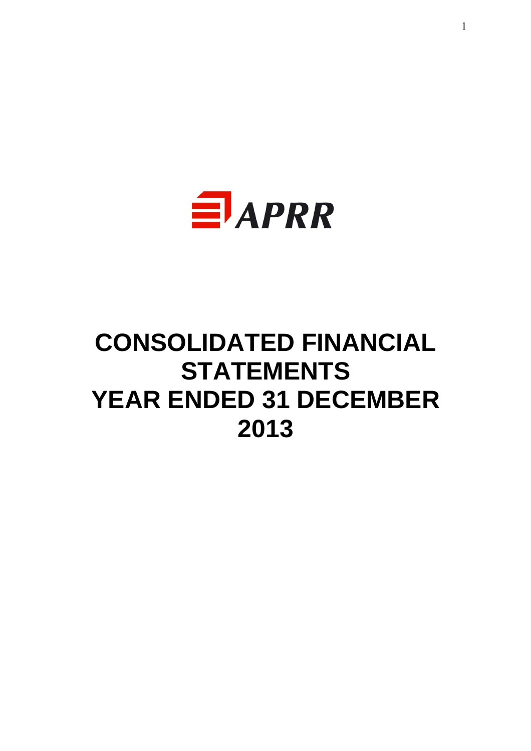APRR

# CONSOLIDATED FINANCIAL STATEMENTS
# YEAR ENDED 31 DECEMBER 2013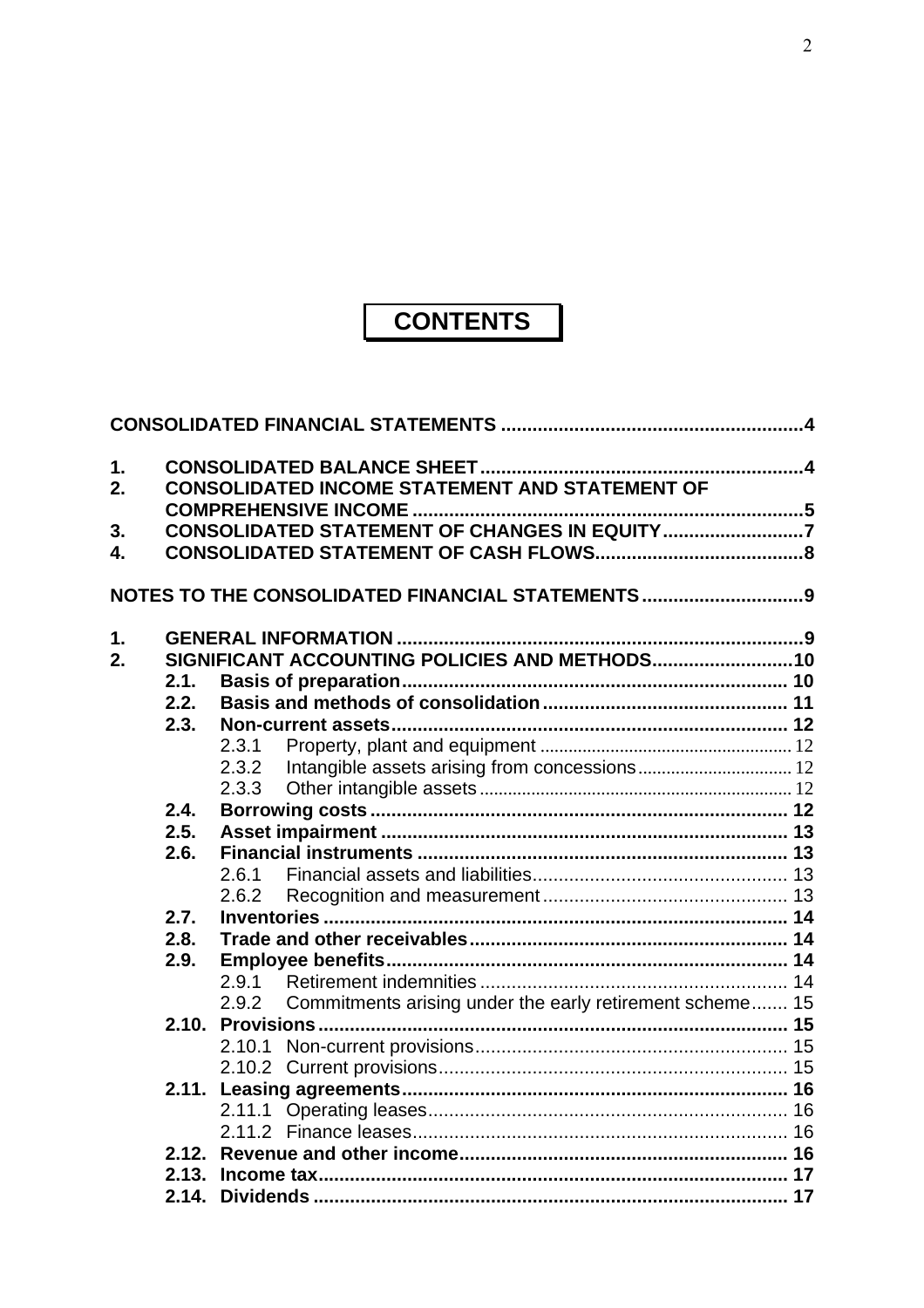# CONTENTS

**CONSOLIDATED FINANCIAL STATEMENTS** .......................................................... **4**

1. **CONSOLIDATED BALANCE SHEET** ............................................................ **4**
2. **CONSOLIDATED INCOME STATEMENT AND STATEMENT OF COMPREHENSIVE INCOME** .......................................................................... **5**
3. **CONSOLIDATED STATEMENT OF CHANGES IN EQUITY** ........................... **7**
4. **CONSOLIDATED STATEMENT OF CASH FLOWS** ........................................ **8**

**NOTES TO THE CONSOLIDATED FINANCIAL STATEMENTS** ............................... **9**

1. **GENERAL INFORMATION** ............................................................................ **9**
2. **SIGNIFICANT ACCOUNTING POLICIES AND METHODS** ........................... **10**
   - **2.1. Basis of preparation** ......................................................................... **10**
   - **2.2. Basis and methods of consolidation** ............................................... **11**
   - **2.3. Non-current assets** ........................................................................... **12**
     - 2.3.1 Property, plant and equipment ..................................................... 12
     - 2.3.2 Intangible assets arising from concessions ................................ 12
     - 2.3.3 Other intangible assets ................................................................. 12
   - **2.4. Borrowing costs** ................................................................................ **12**
   - **2.5. Asset impairment** .............................................................................. **13**
   - **2.6. Financial instruments** ...................................................................... **13**
     - 2.6.1 Financial assets and liabilities ...................................................... 13
     - 2.6.2 Recognition and measurement ..................................................... 13
   - **2.7. Inventories** ........................................................................................ **14**
   - **2.8. Trade and other receivables** ............................................................ **14**
   - **2.9. Employee benefits** ............................................................................ **14**
     - 2.9.1 Retirement indemnities ................................................................. 14
     - 2.9.2 Commitments arising under the early retirement scheme ....... 15
   - **2.10. Provisions** ......................................................................................... **15**
     - 2.10.1 Non-current provisions ............................................................... 15
     - 2.10.2 Current provisions ...................................................................... 15
   - **2.11. Leasing agreements** ......................................................................... **16**
     - 2.11.1 Operating leases ......................................................................... 16
     - 2.11.2 Finance leases ............................................................................ 16
   - **2.12. Revenue and other income** .............................................................. **16**
   - **2.13. Income tax** ......................................................................................... **17**
   - **2.14. Dividends** ........................................................................................... **17**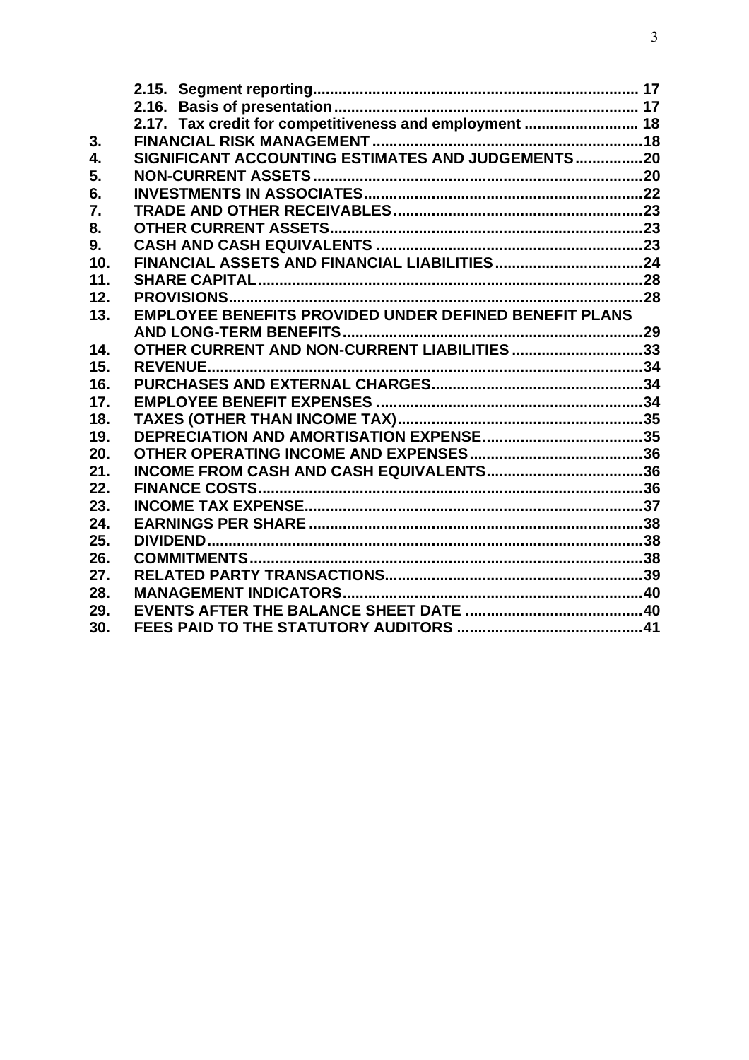| | | |
|---|---|---|
| | **2.15. Segment reporting** | **17** |
| | **2.16. Basis of presentation** | **17** |
| | **2.17. Tax credit for competitiveness and employment** | **18** |
| **3.** | **FINANCIAL RISK MANAGEMENT** | **18** |
| **4.** | **SIGNIFICANT ACCOUNTING ESTIMATES AND JUDGEMENTS** | **20** |
| **5.** | **NON-CURRENT ASSETS** | **20** |
| **6.** | **INVESTMENTS IN ASSOCIATES** | **22** |
| **7.** | **TRADE AND OTHER RECEIVABLES** | **23** |
| **8.** | **OTHER CURRENT ASSETS** | **23** |
| **9.** | **CASH AND CASH EQUIVALENTS** | **23** |
| **10.** | **FINANCIAL ASSETS AND FINANCIAL LIABILITIES** | **24** |
| **11.** | **SHARE CAPITAL** | **28** |
| **12.** | **PROVISIONS** | **28** |
| **13.** | **EMPLOYEE BENEFITS PROVIDED UNDER DEFINED BENEFIT PLANS AND LONG-TERM BENEFITS** | **29** |
| **14.** | **OTHER CURRENT AND NON-CURRENT LIABILITIES** | **33** |
| **15.** | **REVENUE** | **34** |
| **16.** | **PURCHASES AND EXTERNAL CHARGES** | **34** |
| **17.** | **EMPLOYEE BENEFIT EXPENSES** | **34** |
| **18.** | **TAXES (OTHER THAN INCOME TAX)** | **35** |
| **19.** | **DEPRECIATION AND AMORTISATION EXPENSE** | **35** |
| **20.** | **OTHER OPERATING INCOME AND EXPENSES** | **36** |
| **21.** | **INCOME FROM CASH AND CASH EQUIVALENTS** | **36** |
| **22.** | **FINANCE COSTS** | **36** |
| **23.** | **INCOME TAX EXPENSE** | **37** |
| **24.** | **EARNINGS PER SHARE** | **38** |
| **25.** | **DIVIDEND** | **38** |
| **26.** | **COMMITMENTS** | **38** |
| **27.** | **RELATED PARTY TRANSACTIONS** | **39** |
| **28.** | **MANAGEMENT INDICATORS** | **40** |
| **29.** | **EVENTS AFTER THE BALANCE SHEET DATE** | **40** |
| **30.** | **FEES PAID TO THE STATUTORY AUDITORS** | **41** |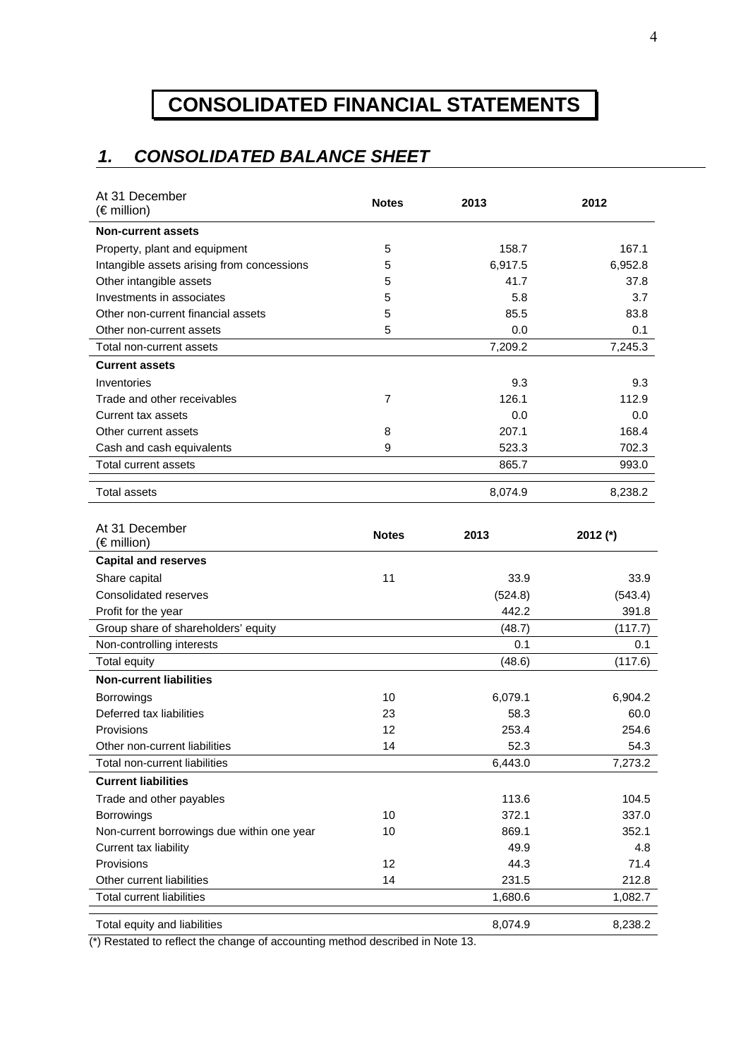# CONSOLIDATED FINANCIAL STATEMENTS

## *1. CONSOLIDATED BALANCE SHEET*

| At 31 December<br>(€ million) | Notes | 2013 | 2012 |
|---|---|---|---|
| **Non-current assets** | | | |
| Property, plant and equipment | 5 | 158.7 | 167.1 |
| Intangible assets arising from concessions | 5 | 6,917.5 | 6,952.8 |
| Other intangible assets | 5 | 41.7 | 37.8 |
| Investments in associates | 5 | 5.8 | 3.7 |
| Other non-current financial assets | 5 | 85.5 | 83.8 |
| Other non-current assets | 5 | 0.0 | 0.1 |
| Total non-current assets | | 7,209.2 | 7,245.3 |
| **Current assets** | | | |
| Inventories | | 9.3 | 9.3 |
| Trade and other receivables | 7 | 126.1 | 112.9 |
| Current tax assets | | 0.0 | 0.0 |
| Other current assets | 8 | 207.1 | 168.4 |
| Cash and cash equivalents | 9 | 523.3 | 702.3 |
| Total current assets | | 865.7 | 993.0 |
| Total assets | | 8,074.9 | 8,238.2 |

| At 31 December<br>(€ million) | Notes | 2013 | 2012 (*) |
|---|---|---|---|
| **Capital and reserves** | | | |
| Share capital | 11 | 33.9 | 33.9 |
| Consolidated reserves | | (524.8) | (543.4) |
| Profit for the year | | 442.2 | 391.8 |
| Group share of shareholders' equity | | (48.7) | (117.7) |
| Non-controlling interests | | 0.1 | 0.1 |
| Total equity | | (48.6) | (117.6) |
| **Non-current liabilities** | | | |
| Borrowings | 10 | 6,079.1 | 6,904.2 |
| Deferred tax liabilities | 23 | 58.3 | 60.0 |
| Provisions | 12 | 253.4 | 254.6 |
| Other non-current liabilities | 14 | 52.3 | 54.3 |
| Total non-current liabilities | | 6,443.0 | 7,273.2 |
| **Current liabilities** | | | |
| Trade and other payables | | 113.6 | 104.5 |
| Borrowings | 10 | 372.1 | 337.0 |
| Non-current borrowings due within one year | 10 | 869.1 | 352.1 |
| Current tax liability | | 49.9 | 4.8 |
| Provisions | 12 | 44.3 | 71.4 |
| Other current liabilities | 14 | 231.5 | 212.8 |
| Total current liabilities | | 1,680.6 | 1,082.7 |
| Total equity and liabilities | | 8,074.9 | 8,238.2 |

(*) Restated to reflect the change of accounting method described in Note 13.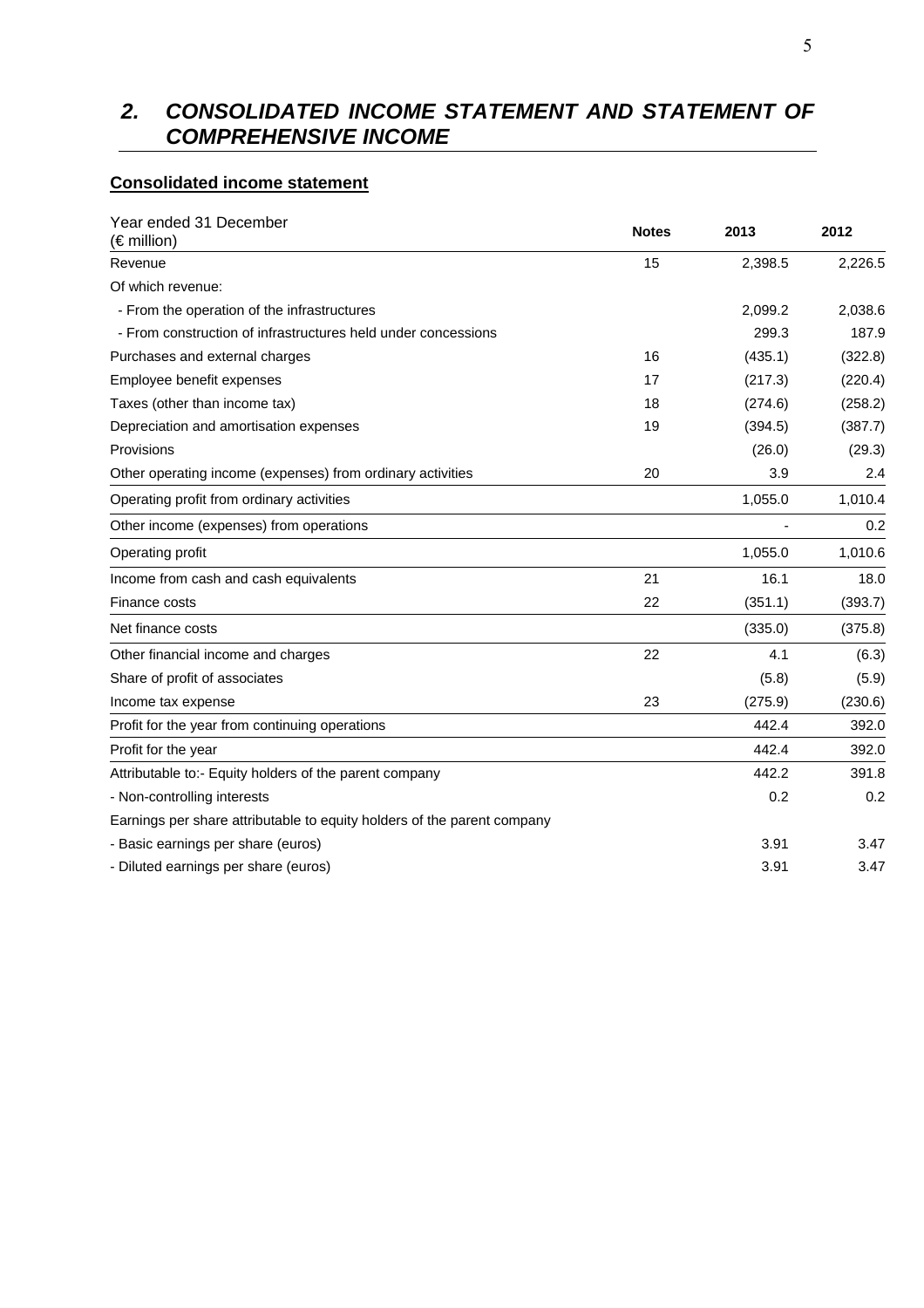## 2. CONSOLIDATED INCOME STATEMENT AND STATEMENT OF COMPREHENSIVE INCOME

### Consolidated income statement

| Year ended 31 December (€ million) | Notes | 2013 | 2012 |
|---|---|---|---|
| Revenue | 15 | 2,398.5 | 2,226.5 |
| Of which revenue: | | | |
| - From the operation of the infrastructures | | 2,099.2 | 2,038.6 |
| - From construction of infrastructures held under concessions | | 299.3 | 187.9 |
| Purchases and external charges | 16 | (435.1) | (322.8) |
| Employee benefit expenses | 17 | (217.3) | (220.4) |
| Taxes (other than income tax) | 18 | (274.6) | (258.2) |
| Depreciation and amortisation expenses | 19 | (394.5) | (387.7) |
| Provisions | | (26.0) | (29.3) |
| Other operating income (expenses) from ordinary activities | 20 | 3.9 | 2.4 |
| Operating profit from ordinary activities | | 1,055.0 | 1,010.4 |
| Other income (expenses) from operations | | - | 0.2 |
| Operating profit | | 1,055.0 | 1,010.6 |
| Income from cash and cash equivalents | 21 | 16.1 | 18.0 |
| Finance costs | 22 | (351.1) | (393.7) |
| Net finance costs | | (335.0) | (375.8) |
| Other financial income and charges | 22 | 4.1 | (6.3) |
| Share of profit of associates | | (5.8) | (5.9) |
| Income tax expense | 23 | (275.9) | (230.6) |
| Profit for the year from continuing operations | | 442.4 | 392.0 |
| Profit for the year | | 442.4 | 392.0 |
| Attributable to:- Equity holders of the parent company | | 442.2 | 391.8 |
| - Non-controlling interests | | 0.2 | 0.2 |
| Earnings per share attributable to equity holders of the parent company | | | |
| - Basic earnings per share (euros) | | 3.91 | 3.47 |
| - Diluted earnings per share (euros) | | 3.91 | 3.47 |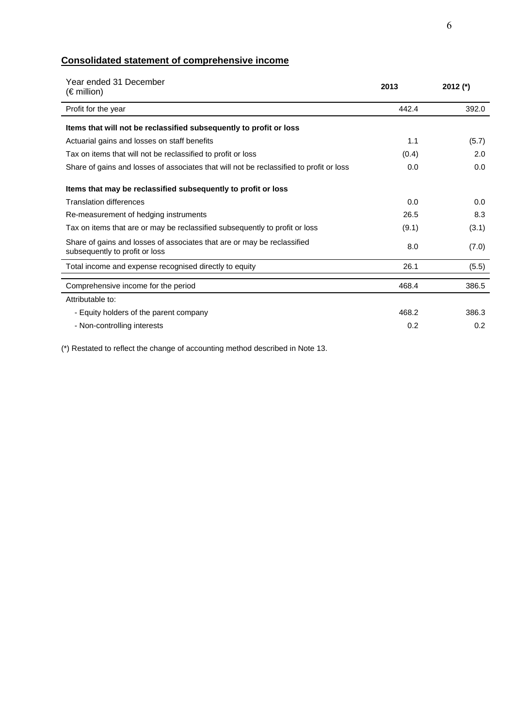## Consolidated statement of comprehensive income

| Year ended 31 December<br>(€ million) | 2013 | 2012 (*) |
|---|---|---|
| Profit for the year | 442.4 | 392.0 |
| **Items that will not be reclassified subsequently to profit or loss** | | |
| Actuarial gains and losses on staff benefits | 1.1 | (5.7) |
| Tax on items that will not be reclassified to profit or loss | (0.4) | 2.0 |
| Share of gains and losses of associates that will not be reclassified to profit or loss | 0.0 | 0.0 |
| **Items that may be reclassified subsequently to profit or loss** | | |
| Translation differences | 0.0 | 0.0 |
| Re-measurement of hedging instruments | 26.5 | 8.3 |
| Tax on items that are or may be reclassified subsequently to profit or loss | (9.1) | (3.1) |
| Share of gains and losses of associates that are or may be reclassified subsequently to profit or loss | 8.0 | (7.0) |
| Total income and expense recognised directly to equity | 26.1 | (5.5) |
| Comprehensive income for the period | 468.4 | 386.5 |
| Attributable to: | | |
| - Equity holders of the parent company | 468.2 | 386.3 |
| - Non-controlling interests | 0.2 | 0.2 |

(*) Restated to reflect the change of accounting method described in Note 13.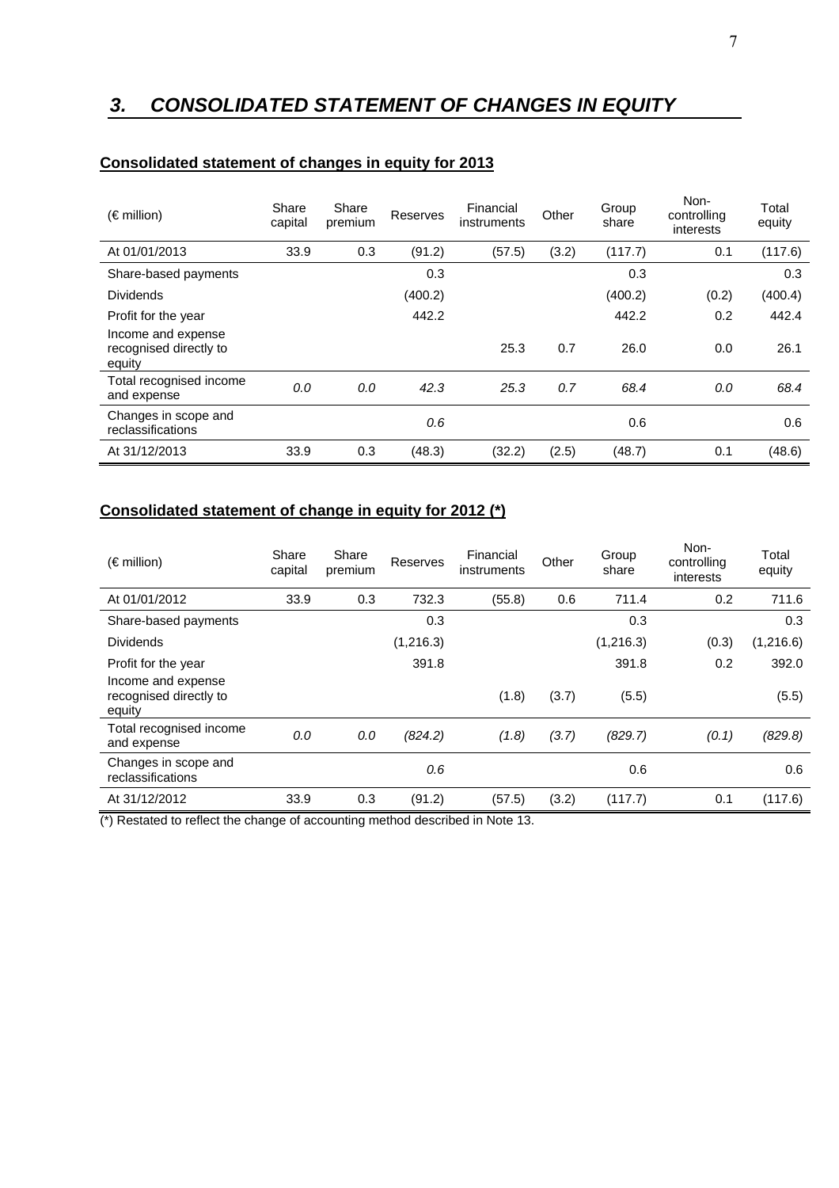# *3. CONSOLIDATED STATEMENT OF CHANGES IN EQUITY*

## Consolidated statement of changes in equity for 2013

| (€ million) | Share capital | Share premium | Reserves | Financial instruments | Other | Group share | Non-controlling interests | Total equity |
|---|---|---|---|---|---|---|---|---|
| At 01/01/2013 | 33.9 | 0.3 | (91.2) | (57.5) | (3.2) | (117.7) | 0.1 | (117.6) |
| Share-based payments | | | 0.3 | | | 0.3 | | 0.3 |
| Dividends | | | (400.2) | | | (400.2) | (0.2) | (400.4) |
| Profit for the year | | | 442.2 | | | 442.2 | 0.2 | 442.4 |
| Income and expense recognised directly to equity | | | | 25.3 | 0.7 | 26.0 | 0.0 | 26.1 |
| Total recognised income and expense | *0.0* | *0.0* | *42.3* | *25.3* | *0.7* | *68.4* | *0.0* | *68.4* |
| Changes in scope and reclassifications | | | *0.6* | | | 0.6 | | 0.6 |
| At 31/12/2013 | 33.9 | 0.3 | (48.3) | (32.2) | (2.5) | (48.7) | 0.1 | (48.6) |

## Consolidated statement of change in equity for 2012 (*)

| (€ million) | Share capital | Share premium | Reserves | Financial instruments | Other | Group share | Non-controlling interests | Total equity |
|---|---|---|---|---|---|---|---|---|
| At 01/01/2012 | 33.9 | 0.3 | 732.3 | (55.8) | 0.6 | 711.4 | 0.2 | 711.6 |
| Share-based payments | | | 0.3 | | | 0.3 | | 0.3 |
| Dividends | | | (1,216.3) | | | (1,216.3) | (0.3) | (1,216.6) |
| Profit for the year | | | 391.8 | | | 391.8 | 0.2 | 392.0 |
| Income and expense recognised directly to equity | | | | (1.8) | (3.7) | (5.5) | | (5.5) |
| Total recognised income and expense | *0.0* | *0.0* | *(824.2)* | *(1.8)* | *(3.7)* | *(829.7)* | *(0.1)* | *(829.8)* |
| Changes in scope and reclassifications | | | *0.6* | | | 0.6 | | 0.6 |
| At 31/12/2012 | 33.9 | 0.3 | (91.2) | (57.5) | (3.2) | (117.7) | 0.1 | (117.6) |

(*) Restated to reflect the change of accounting method described in Note 13.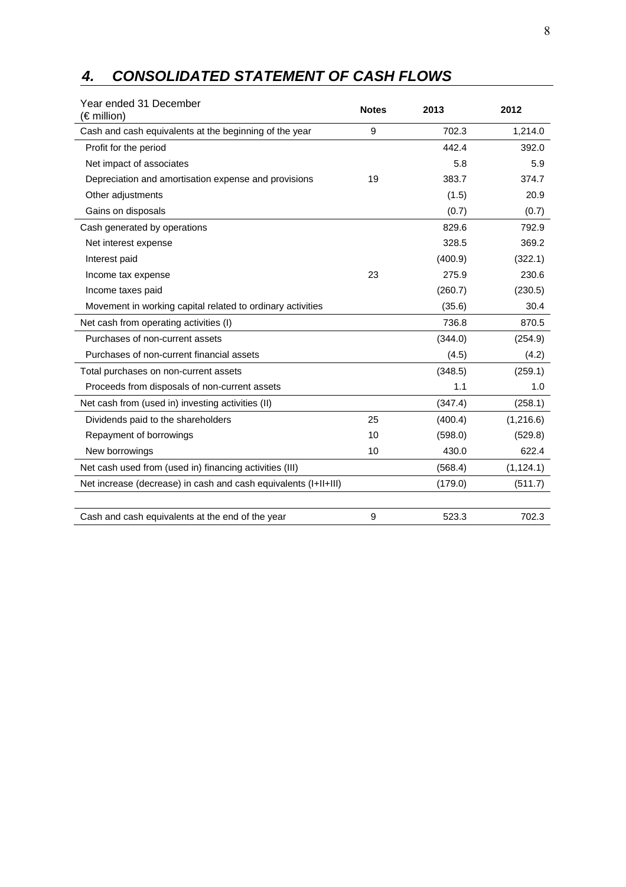## *4. CONSOLIDATED STATEMENT OF CASH FLOWS*

| Year ended 31 December (€ million) | Notes | 2013 | 2012 |
|---|---|---|---|
| Cash and cash equivalents at the beginning of the year | 9 | 702.3 | 1,214.0 |
| Profit for the period | | 442.4 | 392.0 |
| Net impact of associates | | 5.8 | 5.9 |
| Depreciation and amortisation expense and provisions | 19 | 383.7 | 374.7 |
| Other adjustments | | (1.5) | 20.9 |
| Gains on disposals | | (0.7) | (0.7) |
| Cash generated by operations | | 829.6 | 792.9 |
| Net interest expense | | 328.5 | 369.2 |
| Interest paid | | (400.9) | (322.1) |
| Income tax expense | 23 | 275.9 | 230.6 |
| Income taxes paid | | (260.7) | (230.5) |
| Movement in working capital related to ordinary activities | | (35.6) | 30.4 |
| Net cash from operating activities (I) | | 736.8 | 870.5 |
| Purchases of non-current assets | | (344.0) | (254.9) |
| Purchases of non-current financial assets | | (4.5) | (4.2) |
| Total purchases on non-current assets | | (348.5) | (259.1) |
| Proceeds from disposals of non-current assets | | 1.1 | 1.0 |
| Net cash from (used in) investing activities (II) | | (347.4) | (258.1) |
| Dividends paid to the shareholders | 25 | (400.4) | (1,216.6) |
| Repayment of borrowings | 10 | (598.0) | (529.8) |
| New borrowings | 10 | 430.0 | 622.4 |
| Net cash used from (used in) financing activities (III) | | (568.4) | (1,124.1) |
| Net increase (decrease) in cash and cash equivalents (I+II+III) | | (179.0) | (511.7) |
| Cash and cash equivalents at the end of the year | 9 | 523.3 | 702.3 |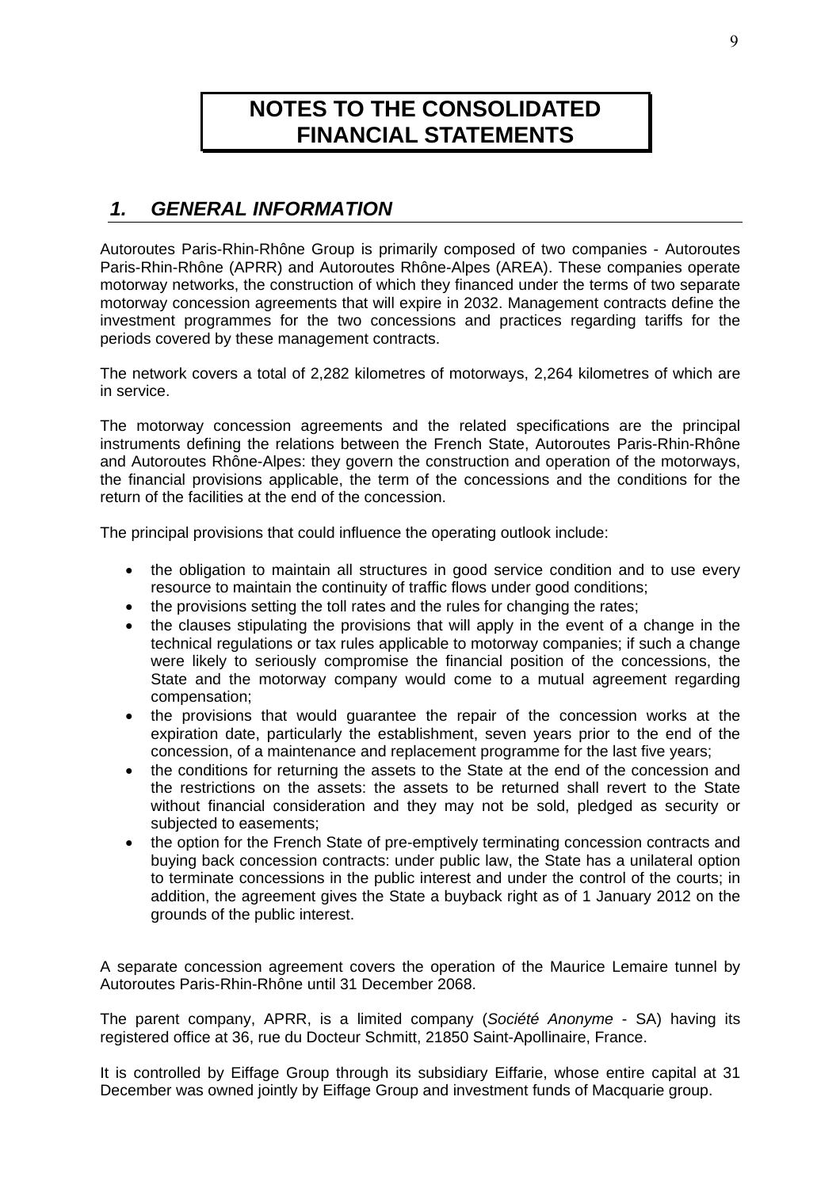# NOTES TO THE CONSOLIDATED FINANCIAL STATEMENTS

## *1. GENERAL INFORMATION*

Autoroutes Paris-Rhin-Rhône Group is primarily composed of two companies - Autoroutes Paris-Rhin-Rhône (APRR) and Autoroutes Rhône-Alpes (AREA). These companies operate motorway networks, the construction of which they financed under the terms of two separate motorway concession agreements that will expire in 2032. Management contracts define the investment programmes for the two concessions and practices regarding tariffs for the periods covered by these management contracts.

The network covers a total of 2,282 kilometres of motorways, 2,264 kilometres of which are in service.

The motorway concession agreements and the related specifications are the principal instruments defining the relations between the French State, Autoroutes Paris-Rhin-Rhône and Autoroutes Rhône-Alpes: they govern the construction and operation of the motorways, the financial provisions applicable, the term of the concessions and the conditions for the return of the facilities at the end of the concession.

The principal provisions that could influence the operating outlook include:

- the obligation to maintain all structures in good service condition and to use every resource to maintain the continuity of traffic flows under good conditions;
- the provisions setting the toll rates and the rules for changing the rates;
- the clauses stipulating the provisions that will apply in the event of a change in the technical regulations or tax rules applicable to motorway companies; if such a change were likely to seriously compromise the financial position of the concessions, the State and the motorway company would come to a mutual agreement regarding compensation;
- the provisions that would guarantee the repair of the concession works at the expiration date, particularly the establishment, seven years prior to the end of the concession, of a maintenance and replacement programme for the last five years;
- the conditions for returning the assets to the State at the end of the concession and the restrictions on the assets: the assets to be returned shall revert to the State without financial consideration and they may not be sold, pledged as security or subjected to easements;
- the option for the French State of pre-emptively terminating concession contracts and buying back concession contracts: under public law, the State has a unilateral option to terminate concessions in the public interest and under the control of the courts; in addition, the agreement gives the State a buyback right as of 1 January 2012 on the grounds of the public interest.

A separate concession agreement covers the operation of the Maurice Lemaire tunnel by Autoroutes Paris-Rhin-Rhône until 31 December 2068.

The parent company, APRR, is a limited company (*Société Anonyme* - SA) having its registered office at 36, rue du Docteur Schmitt, 21850 Saint-Apollinaire, France.

It is controlled by Eiffage Group through its subsidiary Eiffarie, whose entire capital at 31 December was owned jointly by Eiffage Group and investment funds of Macquarie group.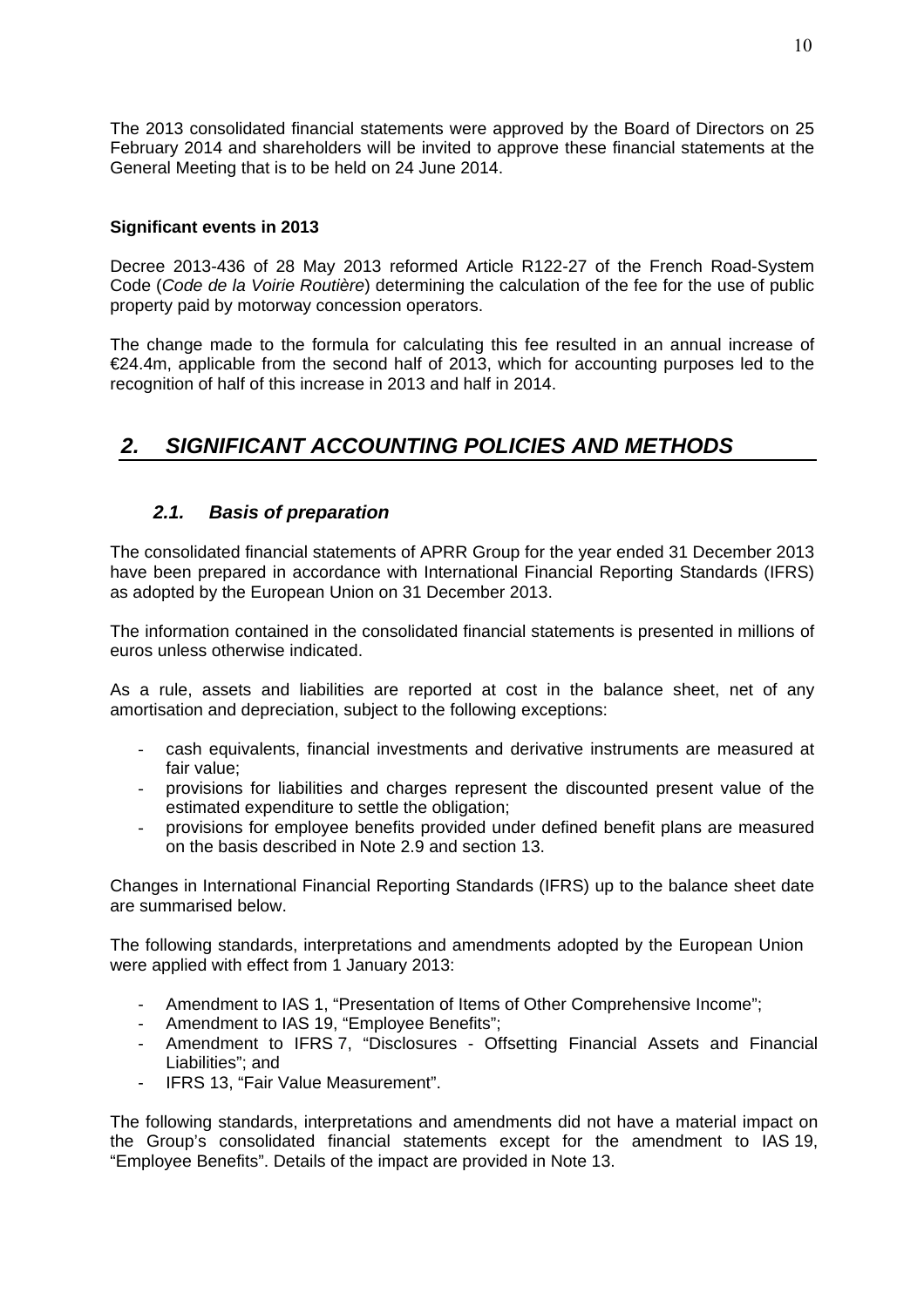The 2013 consolidated financial statements were approved by the Board of Directors on 25 February 2014 and shareholders will be invited to approve these financial statements at the General Meeting that is to be held on 24 June 2014.

**Significant events in 2013**

Decree 2013-436 of 28 May 2013 reformed Article R122-27 of the French Road-System Code (*Code de la Voirie Routière*) determining the calculation of the fee for the use of public property paid by motorway concession operators.

The change made to the formula for calculating this fee resulted in an annual increase of €24.4m, applicable from the second half of 2013, which for accounting purposes led to the recognition of half of this increase in 2013 and half in 2014.

## *2. SIGNIFICANT ACCOUNTING POLICIES AND METHODS*

### *2.1. Basis of preparation*

The consolidated financial statements of APRR Group for the year ended 31 December 2013 have been prepared in accordance with International Financial Reporting Standards (IFRS) as adopted by the European Union on 31 December 2013.

The information contained in the consolidated financial statements is presented in millions of euros unless otherwise indicated.

As a rule, assets and liabilities are reported at cost in the balance sheet, net of any amortisation and depreciation, subject to the following exceptions:

- cash equivalents, financial investments and derivative instruments are measured at fair value;
- provisions for liabilities and charges represent the discounted present value of the estimated expenditure to settle the obligation;
- provisions for employee benefits provided under defined benefit plans are measured on the basis described in Note 2.9 and section 13.

Changes in International Financial Reporting Standards (IFRS) up to the balance sheet date are summarised below.

The following standards, interpretations and amendments adopted by the European Union were applied with effect from 1 January 2013:

- Amendment to IAS 1, "Presentation of Items of Other Comprehensive Income";
- Amendment to IAS 19, "Employee Benefits";
- Amendment to IFRS 7, "Disclosures - Offsetting Financial Assets and Financial Liabilities"; and
- IFRS 13, "Fair Value Measurement".

The following standards, interpretations and amendments did not have a material impact on the Group's consolidated financial statements except for the amendment to IAS 19, "Employee Benefits". Details of the impact are provided in Note 13.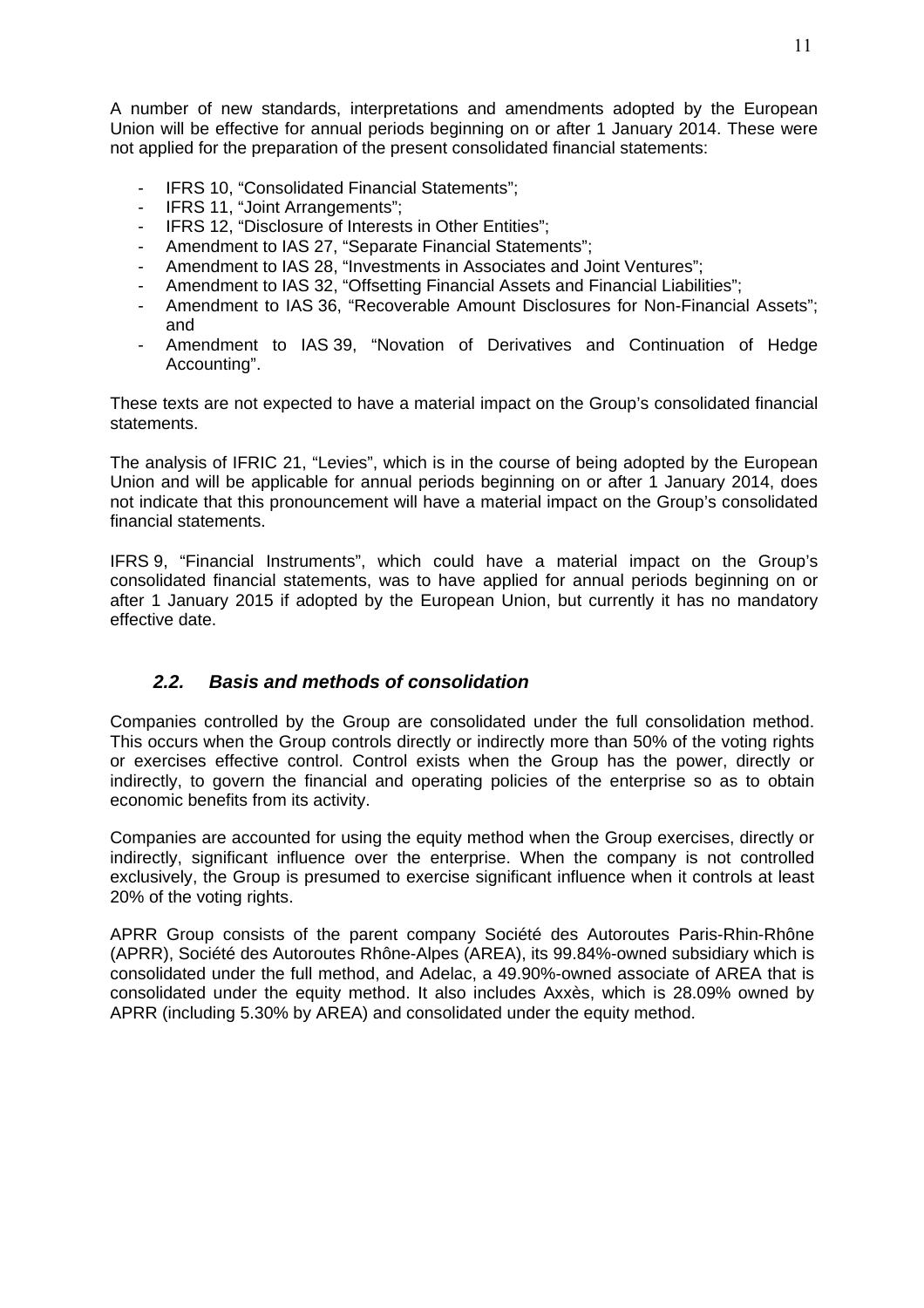A number of new standards, interpretations and amendments adopted by the European Union will be effective for annual periods beginning on or after 1 January 2014. These were not applied for the preparation of the present consolidated financial statements:

- IFRS 10, "Consolidated Financial Statements";
- IFRS 11, "Joint Arrangements";
- IFRS 12, "Disclosure of Interests in Other Entities";
- Amendment to IAS 27, "Separate Financial Statements";
- Amendment to IAS 28, "Investments in Associates and Joint Ventures";
- Amendment to IAS 32, "Offsetting Financial Assets and Financial Liabilities";
- Amendment to IAS 36, "Recoverable Amount Disclosures for Non-Financial Assets"; and
- Amendment to IAS 39, "Novation of Derivatives and Continuation of Hedge Accounting".

These texts are not expected to have a material impact on the Group's consolidated financial statements.

The analysis of IFRIC 21, "Levies", which is in the course of being adopted by the European Union and will be applicable for annual periods beginning on or after 1 January 2014, does not indicate that this pronouncement will have a material impact on the Group's consolidated financial statements.

IFRS 9, "Financial Instruments", which could have a material impact on the Group's consolidated financial statements, was to have applied for annual periods beginning on or after 1 January 2015 if adopted by the European Union, but currently it has no mandatory effective date.

### *2.2. Basis and methods of consolidation*

Companies controlled by the Group are consolidated under the full consolidation method. This occurs when the Group controls directly or indirectly more than 50% of the voting rights or exercises effective control. Control exists when the Group has the power, directly or indirectly, to govern the financial and operating policies of the enterprise so as to obtain economic benefits from its activity.

Companies are accounted for using the equity method when the Group exercises, directly or indirectly, significant influence over the enterprise. When the company is not controlled exclusively, the Group is presumed to exercise significant influence when it controls at least 20% of the voting rights.

APRR Group consists of the parent company Société des Autoroutes Paris-Rhin-Rhône (APRR), Société des Autoroutes Rhône-Alpes (AREA), its 99.84%-owned subsidiary which is consolidated under the full method, and Adelac, a 49.90%-owned associate of AREA that is consolidated under the equity method. It also includes Axxès, which is 28.09% owned by APRR (including 5.30% by AREA) and consolidated under the equity method.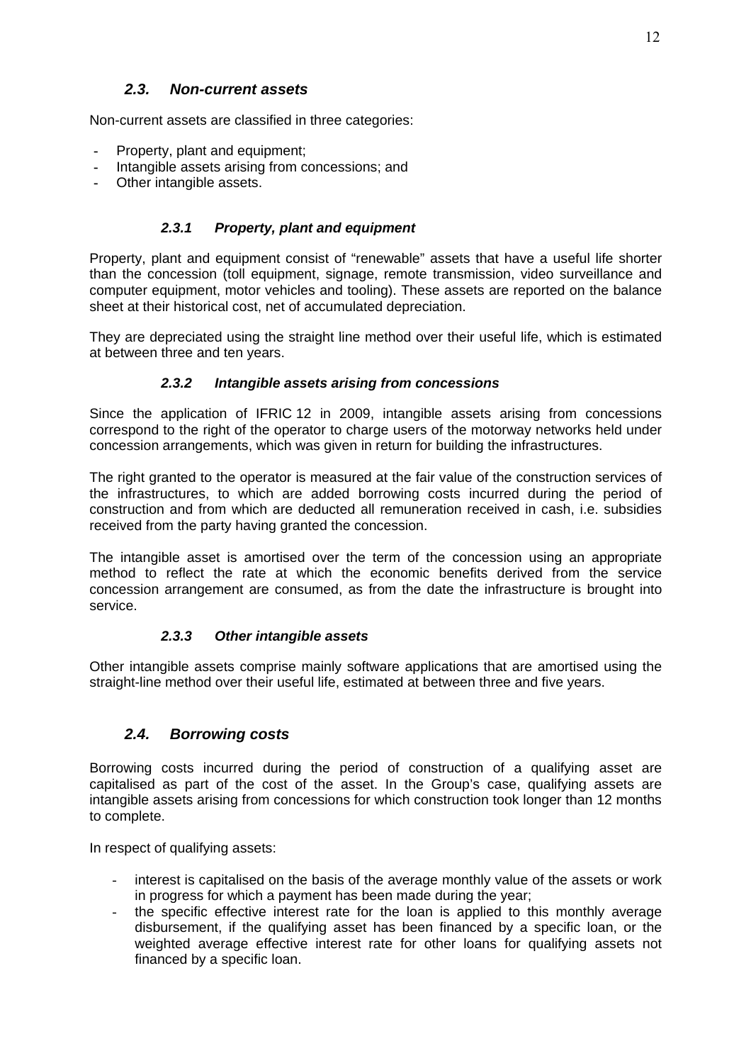## *2.3. Non-current assets*

Non-current assets are classified in three categories:

- Property, plant and equipment;
- Intangible assets arising from concessions; and
- Other intangible assets.

### *2.3.1 Property, plant and equipment*

Property, plant and equipment consist of "renewable" assets that have a useful life shorter than the concession (toll equipment, signage, remote transmission, video surveillance and computer equipment, motor vehicles and tooling). These assets are reported on the balance sheet at their historical cost, net of accumulated depreciation.

They are depreciated using the straight line method over their useful life, which is estimated at between three and ten years.

### *2.3.2 Intangible assets arising from concessions*

Since the application of IFRIC 12 in 2009, intangible assets arising from concessions correspond to the right of the operator to charge users of the motorway networks held under concession arrangements, which was given in return for building the infrastructures.

The right granted to the operator is measured at the fair value of the construction services of the infrastructures, to which are added borrowing costs incurred during the period of construction and from which are deducted all remuneration received in cash, i.e. subsidies received from the party having granted the concession.

The intangible asset is amortised over the term of the concession using an appropriate method to reflect the rate at which the economic benefits derived from the service concession arrangement are consumed, as from the date the infrastructure is brought into service.

### *2.3.3 Other intangible assets*

Other intangible assets comprise mainly software applications that are amortised using the straight-line method over their useful life, estimated at between three and five years.

## *2.4. Borrowing costs*

Borrowing costs incurred during the period of construction of a qualifying asset are capitalised as part of the cost of the asset. In the Group's case, qualifying assets are intangible assets arising from concessions for which construction took longer than 12 months to complete.

In respect of qualifying assets:

- interest is capitalised on the basis of the average monthly value of the assets or work in progress for which a payment has been made during the year;
- the specific effective interest rate for the loan is applied to this monthly average disbursement, if the qualifying asset has been financed by a specific loan, or the weighted average effective interest rate for other loans for qualifying assets not financed by a specific loan.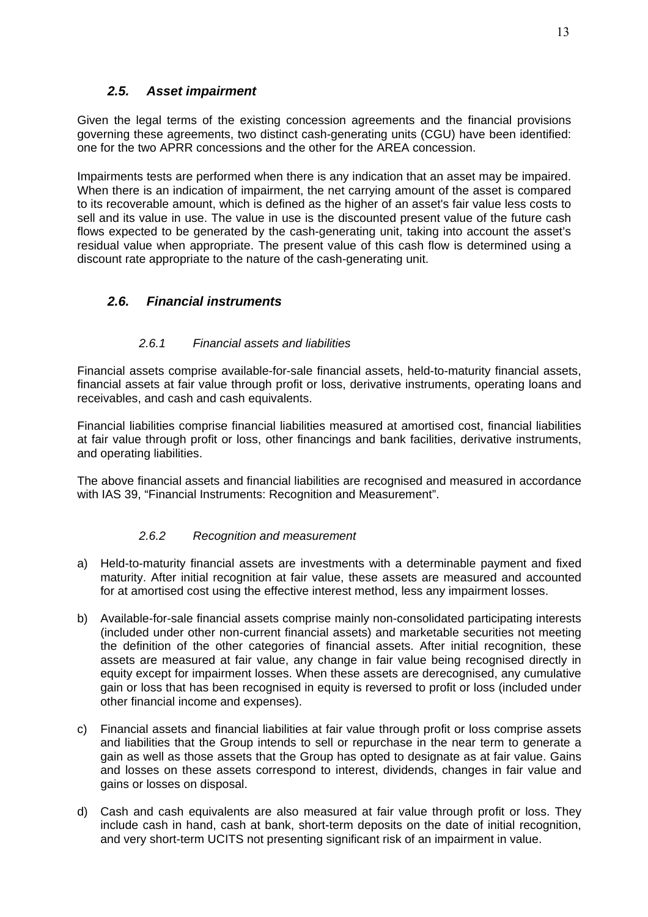### *2.5. Asset impairment*

Given the legal terms of the existing concession agreements and the financial provisions governing these agreements, two distinct cash-generating units (CGU) have been identified: one for the two APRR concessions and the other for the AREA concession.

Impairments tests are performed when there is any indication that an asset may be impaired. When there is an indication of impairment, the net carrying amount of the asset is compared to its recoverable amount, which is defined as the higher of an asset's fair value less costs to sell and its value in use. The value in use is the discounted present value of the future cash flows expected to be generated by the cash-generating unit, taking into account the asset's residual value when appropriate. The present value of this cash flow is determined using a discount rate appropriate to the nature of the cash-generating unit.

### *2.6. Financial instruments*

#### *2.6.1 Financial assets and liabilities*

Financial assets comprise available-for-sale financial assets, held-to-maturity financial assets, financial assets at fair value through profit or loss, derivative instruments, operating loans and receivables, and cash and cash equivalents.

Financial liabilities comprise financial liabilities measured at amortised cost, financial liabilities at fair value through profit or loss, other financings and bank facilities, derivative instruments, and operating liabilities.

The above financial assets and financial liabilities are recognised and measured in accordance with IAS 39, "Financial Instruments: Recognition and Measurement".

#### *2.6.2 Recognition and measurement*

a) Held-to-maturity financial assets are investments with a determinable payment and fixed maturity. After initial recognition at fair value, these assets are measured and accounted for at amortised cost using the effective interest method, less any impairment losses.

b) Available-for-sale financial assets comprise mainly non-consolidated participating interests (included under other non-current financial assets) and marketable securities not meeting the definition of the other categories of financial assets. After initial recognition, these assets are measured at fair value, any change in fair value being recognised directly in equity except for impairment losses. When these assets are derecognised, any cumulative gain or loss that has been recognised in equity is reversed to profit or loss (included under other financial income and expenses).

c) Financial assets and financial liabilities at fair value through profit or loss comprise assets and liabilities that the Group intends to sell or repurchase in the near term to generate a gain as well as those assets that the Group has opted to designate as at fair value. Gains and losses on these assets correspond to interest, dividends, changes in fair value and gains or losses on disposal.

d) Cash and cash equivalents are also measured at fair value through profit or loss. They include cash in hand, cash at bank, short-term deposits on the date of initial recognition, and very short-term UCITS not presenting significant risk of an impairment in value.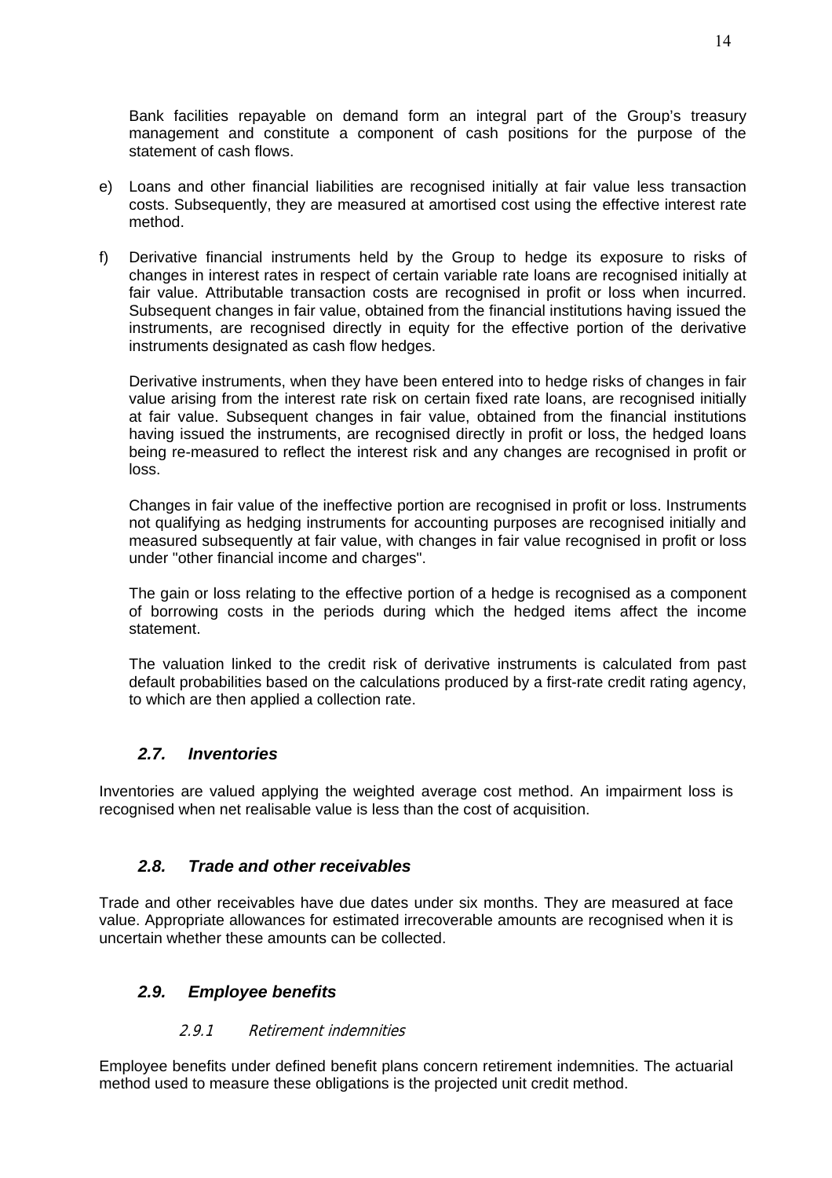Bank facilities repayable on demand form an integral part of the Group's treasury management and constitute a component of cash positions for the purpose of the statement of cash flows.

e) Loans and other financial liabilities are recognised initially at fair value less transaction costs. Subsequently, they are measured at amortised cost using the effective interest rate method.

f) Derivative financial instruments held by the Group to hedge its exposure to risks of changes in interest rates in respect of certain variable rate loans are recognised initially at fair value. Attributable transaction costs are recognised in profit or loss when incurred. Subsequent changes in fair value, obtained from the financial institutions having issued the instruments, are recognised directly in equity for the effective portion of the derivative instruments designated as cash flow hedges.

   Derivative instruments, when they have been entered into to hedge risks of changes in fair value arising from the interest rate risk on certain fixed rate loans, are recognised initially at fair value. Subsequent changes in fair value, obtained from the financial institutions having issued the instruments, are recognised directly in profit or loss, the hedged loans being re-measured to reflect the interest risk and any changes are recognised in profit or loss.

   Changes in fair value of the ineffective portion are recognised in profit or loss. Instruments not qualifying as hedging instruments for accounting purposes are recognised initially and measured subsequently at fair value, with changes in fair value recognised in profit or loss under "other financial income and charges".

   The gain or loss relating to the effective portion of a hedge is recognised as a component of borrowing costs in the periods during which the hedged items affect the income statement.

   The valuation linked to the credit risk of derivative instruments is calculated from past default probabilities based on the calculations produced by a first-rate credit rating agency, to which are then applied a collection rate.

## *2.7. Inventories*

Inventories are valued applying the weighted average cost method. An impairment loss is recognised when net realisable value is less than the cost of acquisition.

## *2.8. Trade and other receivables*

Trade and other receivables have due dates under six months. They are measured at face value. Appropriate allowances for estimated irrecoverable amounts are recognised when it is uncertain whether these amounts can be collected.

## *2.9. Employee benefits*

### *2.9.1 Retirement indemnities*

Employee benefits under defined benefit plans concern retirement indemnities. The actuarial method used to measure these obligations is the projected unit credit method.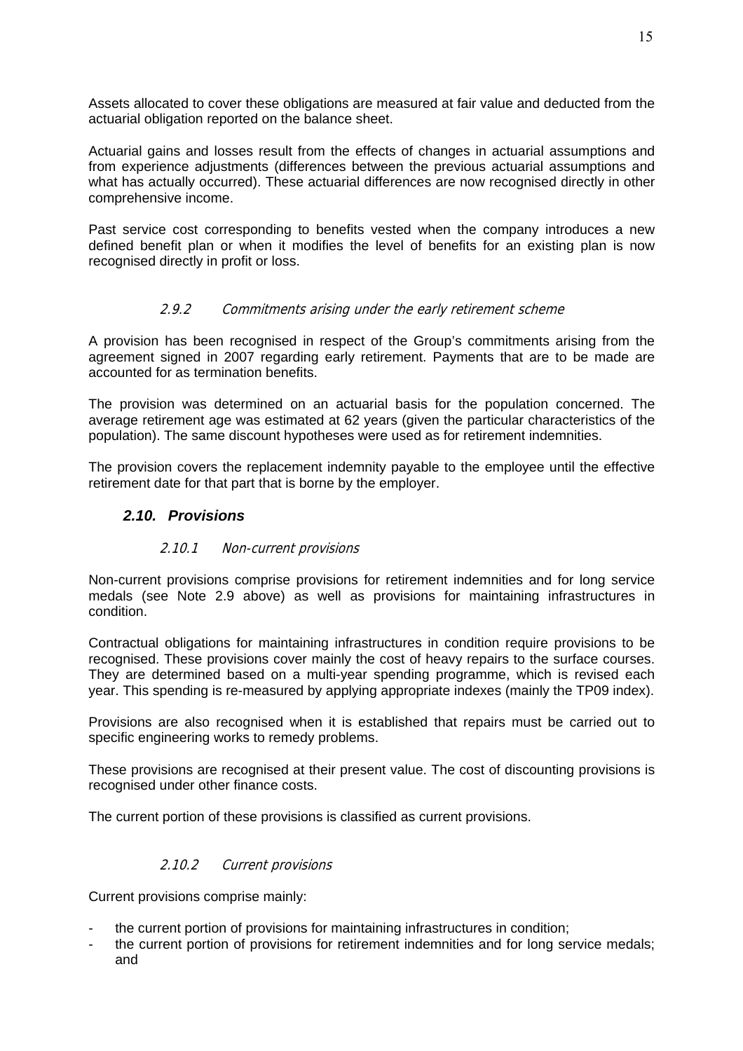Assets allocated to cover these obligations are measured at fair value and deducted from the actuarial obligation reported on the balance sheet.

Actuarial gains and losses result from the effects of changes in actuarial assumptions and from experience adjustments (differences between the previous actuarial assumptions and what has actually occurred). These actuarial differences are now recognised directly in other comprehensive income.

Past service cost corresponding to benefits vested when the company introduces a new defined benefit plan or when it modifies the level of benefits for an existing plan is now recognised directly in profit or loss.

#### *2.9.2 Commitments arising under the early retirement scheme*

A provision has been recognised in respect of the Group's commitments arising from the agreement signed in 2007 regarding early retirement. Payments that are to be made are accounted for as termination benefits.

The provision was determined on an actuarial basis for the population concerned. The average retirement age was estimated at 62 years (given the particular characteristics of the population). The same discount hypotheses were used as for retirement indemnities.

The provision covers the replacement indemnity payable to the employee until the effective retirement date for that part that is borne by the employer.

### ***2.10. Provisions***

#### *2.10.1 Non-current provisions*

Non-current provisions comprise provisions for retirement indemnities and for long service medals (see Note 2.9 above) as well as provisions for maintaining infrastructures in condition.

Contractual obligations for maintaining infrastructures in condition require provisions to be recognised. These provisions cover mainly the cost of heavy repairs to the surface courses. They are determined based on a multi-year spending programme, which is revised each year. This spending is re-measured by applying appropriate indexes (mainly the TP09 index).

Provisions are also recognised when it is established that repairs must be carried out to specific engineering works to remedy problems.

These provisions are recognised at their present value. The cost of discounting provisions is recognised under other finance costs.

The current portion of these provisions is classified as current provisions.

#### *2.10.2 Current provisions*

Current provisions comprise mainly:

- the current portion of provisions for maintaining infrastructures in condition;
- the current portion of provisions for retirement indemnities and for long service medals; and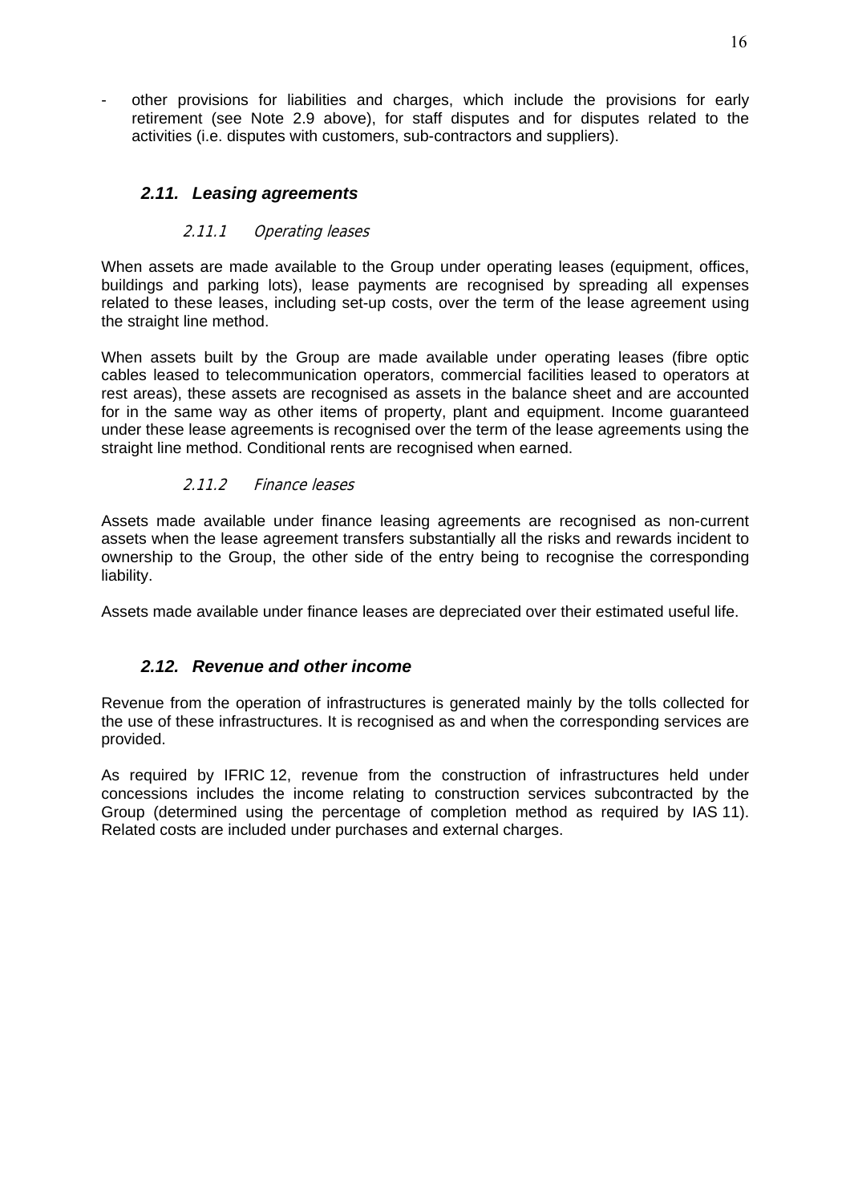- other provisions for liabilities and charges, which include the provisions for early retirement (see Note 2.9 above), for staff disputes and for disputes related to the activities (i.e. disputes with customers, sub-contractors and suppliers).

### *2.11. Leasing agreements*

#### *2.11.1 Operating leases*

When assets are made available to the Group under operating leases (equipment, offices, buildings and parking lots), lease payments are recognised by spreading all expenses related to these leases, including set-up costs, over the term of the lease agreement using the straight line method.

When assets built by the Group are made available under operating leases (fibre optic cables leased to telecommunication operators, commercial facilities leased to operators at rest areas), these assets are recognised as assets in the balance sheet and are accounted for in the same way as other items of property, plant and equipment. Income guaranteed under these lease agreements is recognised over the term of the lease agreements using the straight line method. Conditional rents are recognised when earned.

#### *2.11.2 Finance leases*

Assets made available under finance leasing agreements are recognised as non-current assets when the lease agreement transfers substantially all the risks and rewards incident to ownership to the Group, the other side of the entry being to recognise the corresponding liability.

Assets made available under finance leases are depreciated over their estimated useful life.

### *2.12. Revenue and other income*

Revenue from the operation of infrastructures is generated mainly by the tolls collected for the use of these infrastructures. It is recognised as and when the corresponding services are provided.

As required by IFRIC 12, revenue from the construction of infrastructures held under concessions includes the income relating to construction services subcontracted by the Group (determined using the percentage of completion method as required by IAS 11). Related costs are included under purchases and external charges.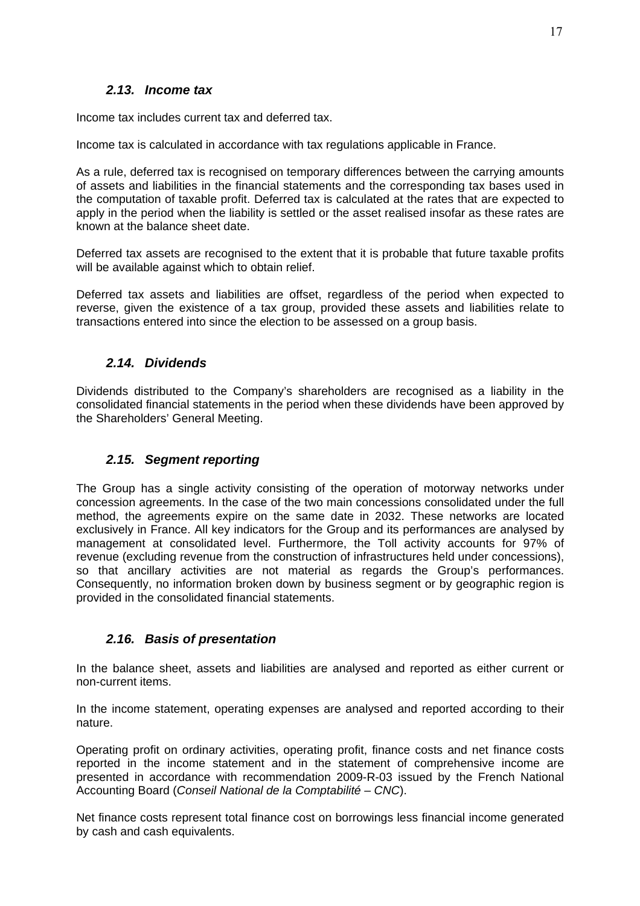### *2.13. Income tax*

Income tax includes current tax and deferred tax.

Income tax is calculated in accordance with tax regulations applicable in France.

As a rule, deferred tax is recognised on temporary differences between the carrying amounts of assets and liabilities in the financial statements and the corresponding tax bases used in the computation of taxable profit. Deferred tax is calculated at the rates that are expected to apply in the period when the liability is settled or the asset realised insofar as these rates are known at the balance sheet date.

Deferred tax assets are recognised to the extent that it is probable that future taxable profits will be available against which to obtain relief.

Deferred tax assets and liabilities are offset, regardless of the period when expected to reverse, given the existence of a tax group, provided these assets and liabilities relate to transactions entered into since the election to be assessed on a group basis.

### *2.14. Dividends*

Dividends distributed to the Company's shareholders are recognised as a liability in the consolidated financial statements in the period when these dividends have been approved by the Shareholders' General Meeting.

### *2.15. Segment reporting*

The Group has a single activity consisting of the operation of motorway networks under concession agreements. In the case of the two main concessions consolidated under the full method, the agreements expire on the same date in 2032. These networks are located exclusively in France. All key indicators for the Group and its performances are analysed by management at consolidated level. Furthermore, the Toll activity accounts for 97% of revenue (excluding revenue from the construction of infrastructures held under concessions), so that ancillary activities are not material as regards the Group's performances. Consequently, no information broken down by business segment or by geographic region is provided in the consolidated financial statements.

### *2.16. Basis of presentation*

In the balance sheet, assets and liabilities are analysed and reported as either current or non-current items.

In the income statement, operating expenses are analysed and reported according to their nature.

Operating profit on ordinary activities, operating profit, finance costs and net finance costs reported in the income statement and in the statement of comprehensive income are presented in accordance with recommendation 2009-R-03 issued by the French National Accounting Board (*Conseil National de la Comptabilité – CNC*).

Net finance costs represent total finance cost on borrowings less financial income generated by cash and cash equivalents.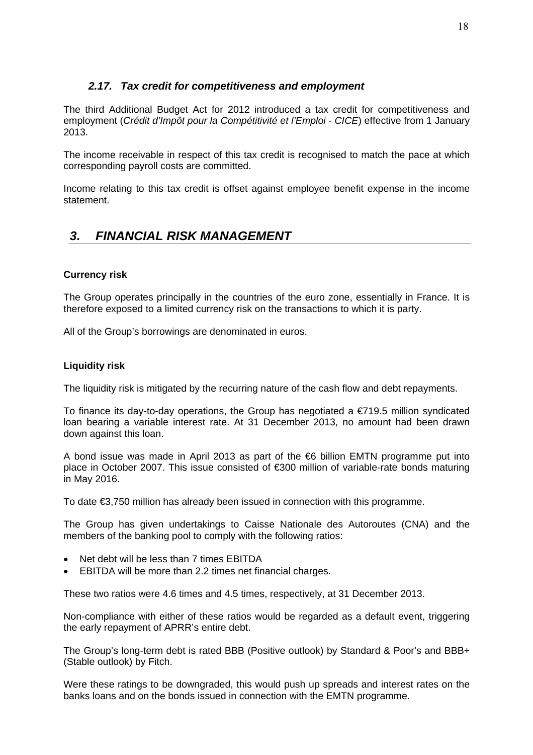### *2.17. Tax credit for competitiveness and employment*

The third Additional Budget Act for 2012 introduced a tax credit for competitiveness and employment (*Crédit d'Impôt pour la Compétitivité et l'Emploi - CICE*) effective from 1 January 2013.

The income receivable in respect of this tax credit is recognised to match the pace at which corresponding payroll costs are committed.

Income relating to this tax credit is offset against employee benefit expense in the income statement.

## *3. FINANCIAL RISK MANAGEMENT*

**Currency risk**

The Group operates principally in the countries of the euro zone, essentially in France. It is therefore exposed to a limited currency risk on the transactions to which it is party.

All of the Group's borrowings are denominated in euros.

**Liquidity risk**

The liquidity risk is mitigated by the recurring nature of the cash flow and debt repayments.

To finance its day-to-day operations, the Group has negotiated a €719.5 million syndicated loan bearing a variable interest rate. At 31 December 2013, no amount had been drawn down against this loan.

A bond issue was made in April 2013 as part of the €6 billion EMTN programme put into place in October 2007. This issue consisted of €300 million of variable-rate bonds maturing in May 2016.

To date €3,750 million has already been issued in connection with this programme.

The Group has given undertakings to Caisse Nationale des Autoroutes (CNA) and the members of the banking pool to comply with the following ratios:

- Net debt will be less than 7 times EBITDA
- EBITDA will be more than 2.2 times net financial charges.

These two ratios were 4.6 times and 4.5 times, respectively, at 31 December 2013.

Non-compliance with either of these ratios would be regarded as a default event, triggering the early repayment of APRR's entire debt.

The Group's long-term debt is rated BBB (Positive outlook) by Standard & Poor's and BBB+ (Stable outlook) by Fitch.

Were these ratings to be downgraded, this would push up spreads and interest rates on the banks loans and on the bonds issued in connection with the EMTN programme.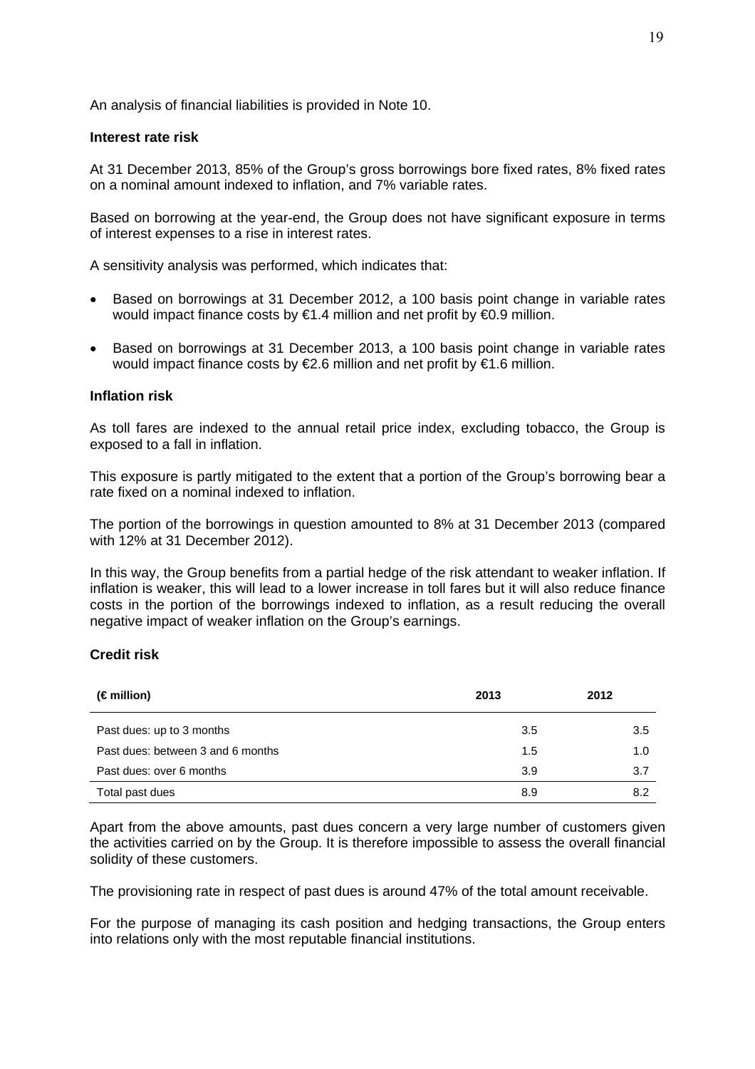An analysis of financial liabilities is provided in Note 10.

**Interest rate risk**

At 31 December 2013, 85% of the Group's gross borrowings bore fixed rates, 8% fixed rates on a nominal amount indexed to inflation, and 7% variable rates.

Based on borrowing at the year-end, the Group does not have significant exposure in terms of interest expenses to a rise in interest rates.

A sensitivity analysis was performed, which indicates that:

- Based on borrowings at 31 December 2012, a 100 basis point change in variable rates would impact finance costs by €1.4 million and net profit by €0.9 million.
- Based on borrowings at 31 December 2013, a 100 basis point change in variable rates would impact finance costs by €2.6 million and net profit by €1.6 million.

**Inflation risk**

As toll fares are indexed to the annual retail price index, excluding tobacco, the Group is exposed to a fall in inflation.

This exposure is partly mitigated to the extent that a portion of the Group's borrowing bear a rate fixed on a nominal indexed to inflation.

The portion of the borrowings in question amounted to 8% at 31 December 2013 (compared with 12% at 31 December 2012).

In this way, the Group benefits from a partial hedge of the risk attendant to weaker inflation. If inflation is weaker, this will lead to a lower increase in toll fares but it will also reduce finance costs in the portion of the borrowings indexed to inflation, as a result reducing the overall negative impact of weaker inflation on the Group's earnings.

**Credit risk**

| (€ million) | 2013 | 2012 |
|---|---|---|
| Past dues: up to 3 months | 3.5 | 3.5 |
| Past dues: between 3 and 6 months | 1.5 | 1.0 |
| Past dues: over 6 months | 3.9 | 3.7 |
| Total past dues | 8.9 | 8.2 |

Apart from the above amounts, past dues concern a very large number of customers given the activities carried on by the Group. It is therefore impossible to assess the overall financial solidity of these customers.

The provisioning rate in respect of past dues is around 47% of the total amount receivable.

For the purpose of managing its cash position and hedging transactions, the Group enters into relations only with the most reputable financial institutions.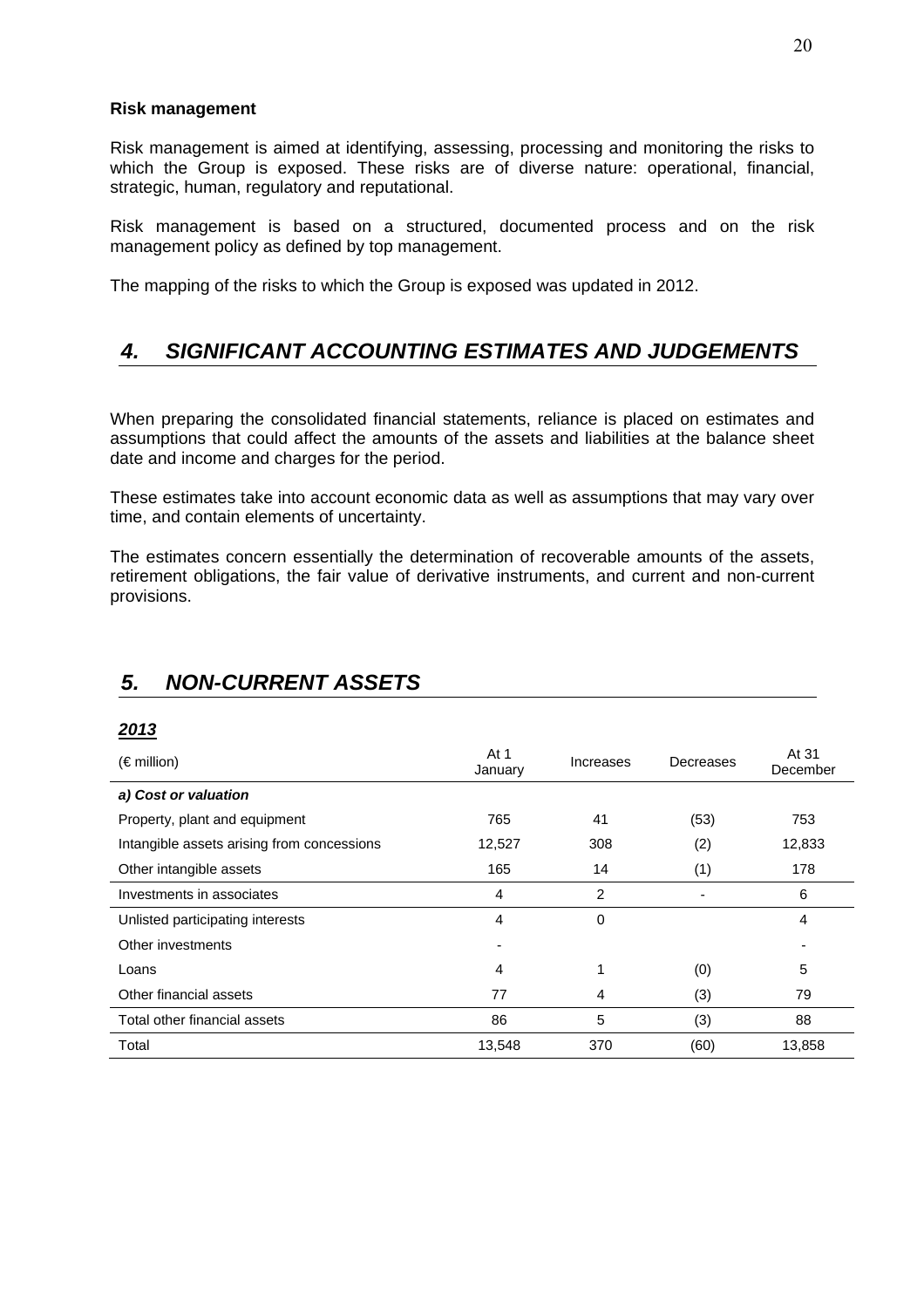**Risk management**

Risk management is aimed at identifying, assessing, processing and monitoring the risks to which the Group is exposed. These risks are of diverse nature: operational, financial, strategic, human, regulatory and reputational.

Risk management is based on a structured, documented process and on the risk management policy as defined by top management.

The mapping of the risks to which the Group is exposed was updated in 2012.

## *4. SIGNIFICANT ACCOUNTING ESTIMATES AND JUDGEMENTS*

When preparing the consolidated financial statements, reliance is placed on estimates and assumptions that could affect the amounts of the assets and liabilities at the balance sheet date and income and charges for the period.

These estimates take into account economic data as well as assumptions that may vary over time, and contain elements of uncertainty.

The estimates concern essentially the determination of recoverable amounts of the assets, retirement obligations, the fair value of derivative instruments, and current and non-current provisions.

## *5. NON-CURRENT ASSETS*

***2013***

| (€ million) | At 1 January | Increases | Decreases | At 31 December |
|---|---|---|---|---|
| ***a) Cost or valuation*** | | | | |
| Property, plant and equipment | 765 | 41 | (53) | 753 |
| Intangible assets arising from concessions | 12,527 | 308 | (2) | 12,833 |
| Other intangible assets | 165 | 14 | (1) | 178 |
| Investments in associates | 4 | 2 | - | 6 |
| Unlisted participating interests | 4 | 0 | | 4 |
| Other investments | - | | | - |
| Loans | 4 | 1 | (0) | 5 |
| Other financial assets | 77 | 4 | (3) | 79 |
| Total other financial assets | 86 | 5 | (3) | 88 |
| Total | 13,548 | 370 | (60) | 13,858 |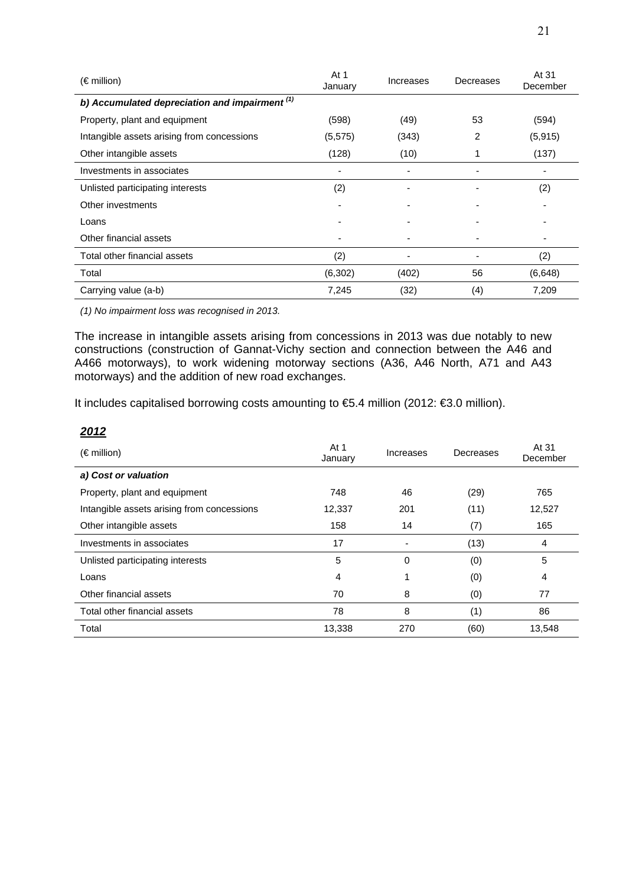| (€ million) | At 1 January | Increases | Decreases | At 31 December |
|---|---|---|---|---|
| ***b) Accumulated depreciation and impairment*** [(1)] | | | | |
| Property, plant and equipment | (598) | (49) | 53 | (594) |
| Intangible assets arising from concessions | (5,575) | (343) | 2 | (5,915) |
| Other intangible assets | (128) | (10) | 1 | (137) |
| Investments in associates | - | - | - | - |
| Unlisted participating interests | (2) | - | - | (2) |
| Other investments | - | - | - | - |
| Loans | - | - | - | - |
| Other financial assets | - | - | - | - |
| Total other financial assets | (2) | - | - | (2) |
| Total | (6,302) | (402) | 56 | (6,648) |
| Carrying value (a-b) | 7,245 | (32) | (4) | 7,209 |

*(1) No impairment loss was recognised in 2013.*

The increase in intangible assets arising from concessions in 2013 was due notably to new constructions (construction of Gannat-Vichy section and connection between the A46 and A466 motorways), to work widening motorway sections (A36, A46 North, A71 and A43 motorways) and the addition of new road exchanges.

It includes capitalised borrowing costs amounting to €5.4 million (2012: €3.0 million).

***2012***

| (€ million) | At 1 January | Increases | Decreases | At 31 December |
|---|---|---|---|---|
| ***a) Cost or valuation*** | | | | |
| Property, plant and equipment | 748 | 46 | (29) | 765 |
| Intangible assets arising from concessions | 12,337 | 201 | (11) | 12,527 |
| Other intangible assets | 158 | 14 | (7) | 165 |
| Investments in associates | 17 | - | (13) | 4 |
| Unlisted participating interests | 5 | 0 | (0) | 5 |
| Loans | 4 | 1 | (0) | 4 |
| Other financial assets | 70 | 8 | (0) | 77 |
| Total other financial assets | 78 | 8 | (1) | 86 |
| Total | 13,338 | 270 | (60) | 13,548 |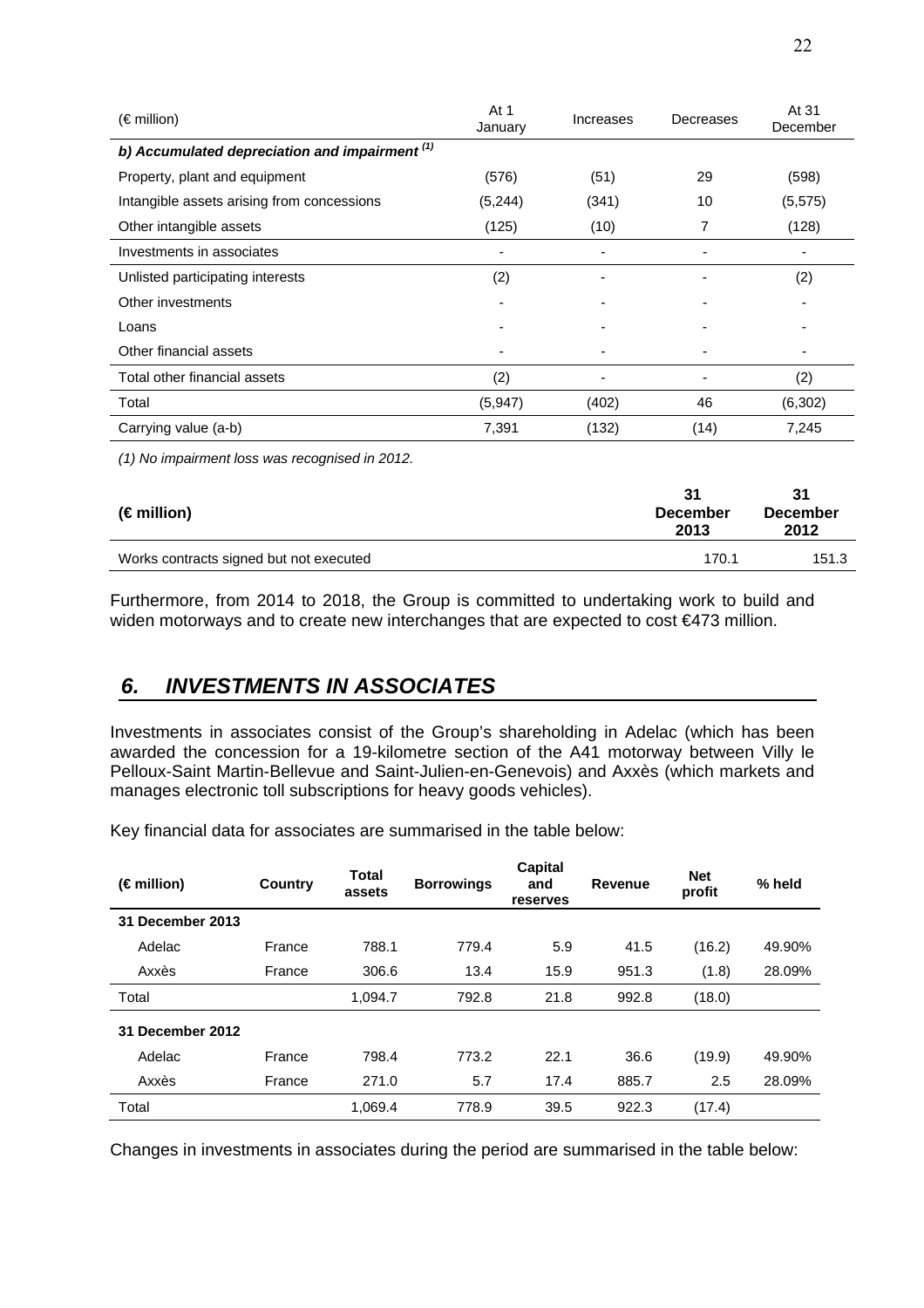| (€ million) | At 1 January | Increases | Decreases | At 31 December |
|---|---|---|---|---|
| ***b) Accumulated depreciation and impairment (1)*** | | | | |
| Property, plant and equipment | (576) | (51) | 29 | (598) |
| Intangible assets arising from concessions | (5,244) | (341) | 10 | (5,575) |
| Other intangible assets | (125) | (10) | 7 | (128) |
| Investments in associates | - | - | - | - |
| Unlisted participating interests | (2) | - | - | (2) |
| Other investments | - | - | - | - |
| Loans | - | - | - | - |
| Other financial assets | - | - | - | - |
| Total other financial assets | (2) | - | - | (2) |
| Total | (5,947) | (402) | 46 | (6,302) |
| Carrying value (a-b) | 7,391 | (132) | (14) | 7,245 |

*(1) No impairment loss was recognised in 2012.*

| **(€ million)** | **31 December 2013** | **31 December 2012** |
|---|---|---|
| Works contracts signed but not executed | 170.1 | 151.3 |

Furthermore, from 2014 to 2018, the Group is committed to undertaking work to build and widen motorways and to create new interchanges that are expected to cost €473 million.

## *6. INVESTMENTS IN ASSOCIATES*

Investments in associates consist of the Group's shareholding in Adelac (which has been awarded the concession for a 19-kilometre section of the A41 motorway between Villy le Pelloux-Saint Martin-Bellevue and Saint-Julien-en-Genevois) and Axxès (which markets and manages electronic toll subscriptions for heavy goods vehicles).

Key financial data for associates are summarised in the table below:

| **(€ million)** | **Country** | **Total assets** | **Borrowings** | **Capital and reserves** | **Revenue** | **Net profit** | **% held** |
|---|---|---|---|---|---|---|---|
| **31 December 2013** | | | | | | | |
| Adelac | France | 788.1 | 779.4 | 5.9 | 41.5 | (16.2) | 49.90% |
| Axxès | France | 306.6 | 13.4 | 15.9 | 951.3 | (1.8) | 28.09% |
| Total | | 1,094.7 | 792.8 | 21.8 | 992.8 | (18.0) | |
| **31 December 2012** | | | | | | | |
| Adelac | France | 798.4 | 773.2 | 22.1 | 36.6 | (19.9) | 49.90% |
| Axxès | France | 271.0 | 5.7 | 17.4 | 885.7 | 2.5 | 28.09% |
| Total | | 1,069.4 | 778.9 | 39.5 | 922.3 | (17.4) | |

Changes in investments in associates during the period are summarised in the table below: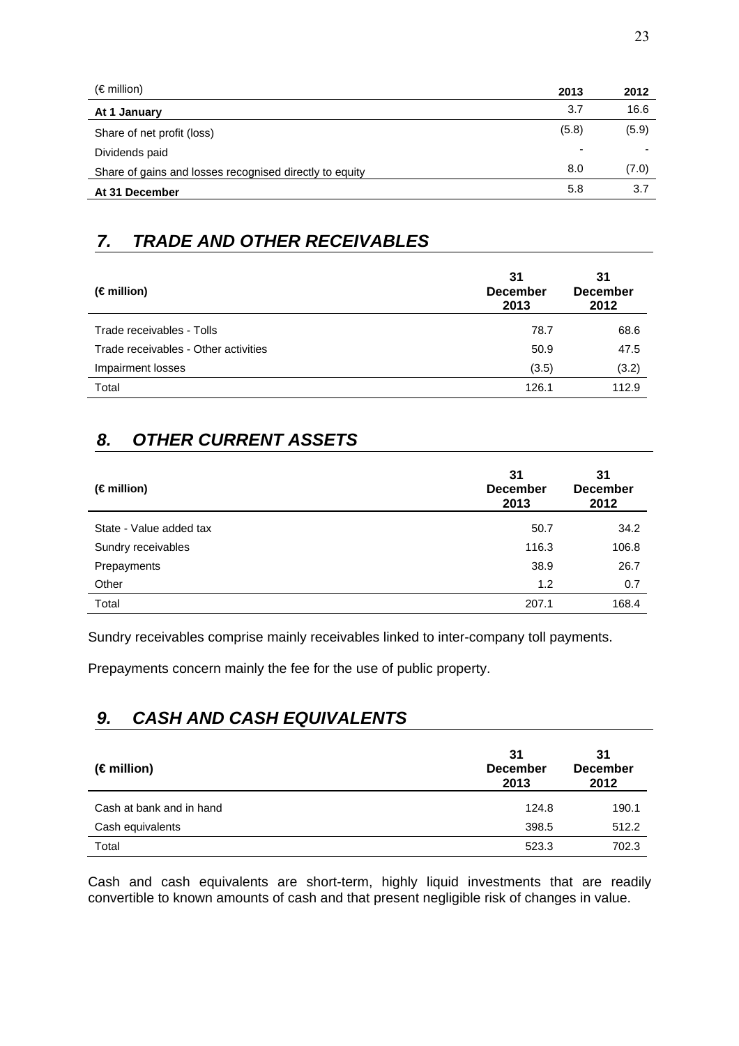| (€ million) | 2013 | 2012 |
|---|---|---|
| **At 1 January** | 3.7 | 16.6 |
| Share of net profit (loss) | (5.8) | (5.9) |
| Dividends paid | - | - |
| Share of gains and losses recognised directly to equity | 8.0 | (7.0) |
| **At 31 December** | 5.8 | 3.7 |

## *7. TRADE AND OTHER RECEIVABLES*

| (€ million) | 31 December 2013 | 31 December 2012 |
|---|---|---|
| Trade receivables - Tolls | 78.7 | 68.6 |
| Trade receivables - Other activities | 50.9 | 47.5 |
| Impairment losses | (3.5) | (3.2) |
| Total | 126.1 | 112.9 |

## *8. OTHER CURRENT ASSETS*

| (€ million) | 31 December 2013 | 31 December 2012 |
|---|---|---|
| State - Value added tax | 50.7 | 34.2 |
| Sundry receivables | 116.3 | 106.8 |
| Prepayments | 38.9 | 26.7 |
| Other | 1.2 | 0.7 |
| Total | 207.1 | 168.4 |

Sundry receivables comprise mainly receivables linked to inter-company toll payments.

Prepayments concern mainly the fee for the use of public property.

## *9. CASH AND CASH EQUIVALENTS*

| (€ million) | 31 December 2013 | 31 December 2012 |
|---|---|---|
| Cash at bank and in hand | 124.8 | 190.1 |
| Cash equivalents | 398.5 | 512.2 |
| Total | 523.3 | 702.3 |

Cash and cash equivalents are short-term, highly liquid investments that are readily convertible to known amounts of cash and that present negligible risk of changes in value.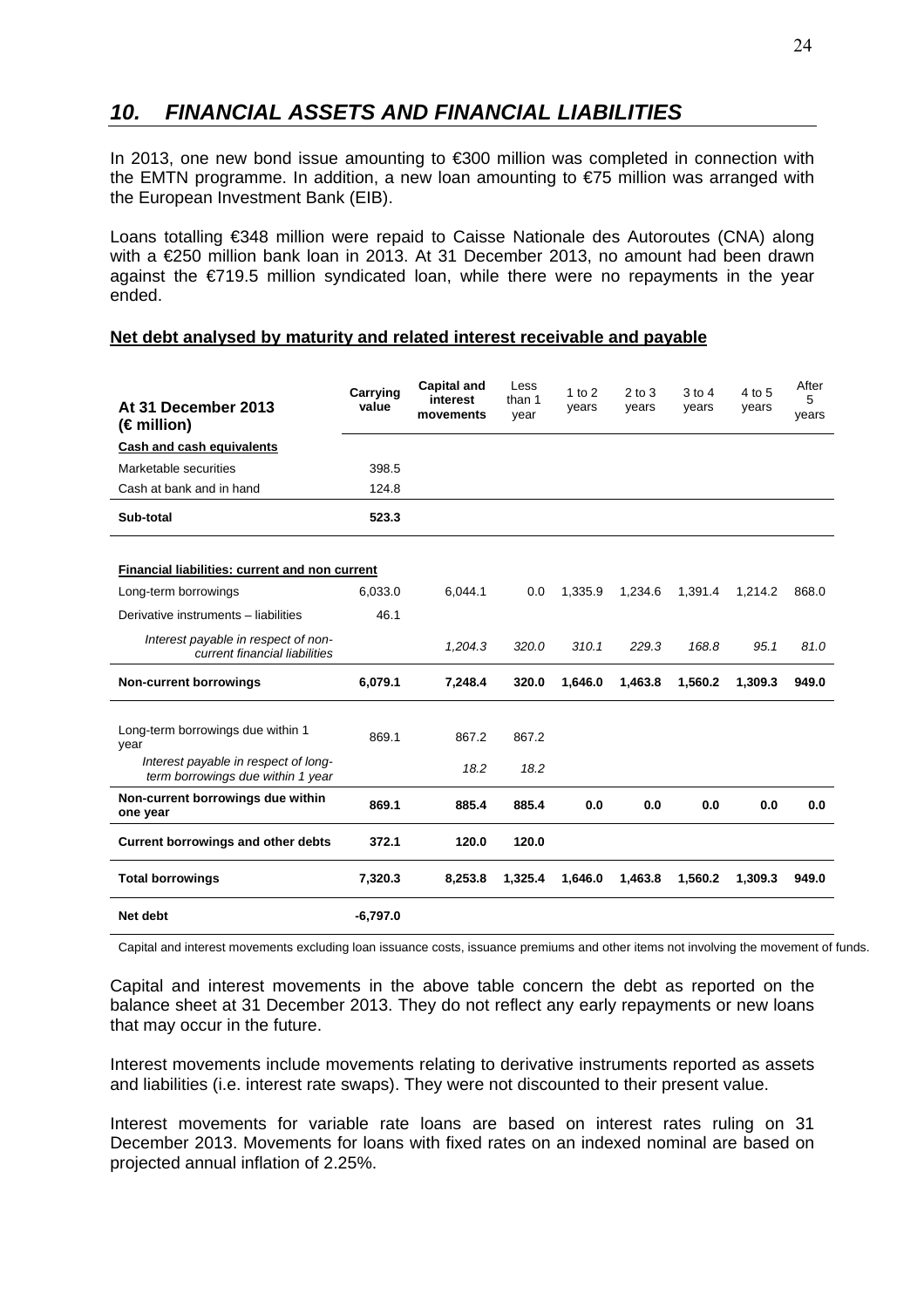## *10. FINANCIAL ASSETS AND FINANCIAL LIABILITIES*

In 2013, one new bond issue amounting to €300 million was completed in connection with the EMTN programme. In addition, a new loan amounting to €75 million was arranged with the European Investment Bank (EIB).

Loans totalling €348 million were repaid to Caisse Nationale des Autoroutes (CNA) along with a €250 million bank loan in 2013. At 31 December 2013, no amount had been drawn against the €719.5 million syndicated loan, while there were no repayments in the year ended.

**Net debt analysed by maturity and related interest receivable and payable**

| **At 31 December 2013 (€ million)** | **Carrying value** | **Capital and interest movements** | Less than 1 year | 1 to 2 years | 2 to 3 years | 3 to 4 years | 4 to 5 years | After 5 years |
|---|---|---|---|---|---|---|---|---|
| **Cash and cash equivalents** | | | | | | | | |
| Marketable securities | 398.5 | | | | | | | |
| Cash at bank and in hand | 124.8 | | | | | | | |
| **Sub-total** | **523.3** | | | | | | | |
| **Financial liabilities: current and non current** | | | | | | | | |
| Long-term borrowings | 6,033.0 | 6,044.1 | 0.0 | 1,335.9 | 1,234.6 | 1,391.4 | 1,214.2 | 868.0 |
| Derivative instruments – liabilities | 46.1 | | | | | | | |
| *Interest payable in respect of non-current financial liabilities* | | *1,204.3* | *320.0* | *310.1* | *229.3* | *168.8* | *95.1* | *81.0* |
| **Non-current borrowings** | **6,079.1** | **7,248.4** | **320.0** | **1,646.0** | **1,463.8** | **1,560.2** | **1,309.3** | **949.0** |
| Long-term borrowings due within 1 year | 869.1 | 867.2 | 867.2 | | | | | |
| *Interest payable in respect of long-term borrowings due within 1 year* | | *18.2* | *18.2* | | | | | |
| **Non-current borrowings due within one year** | **869.1** | **885.4** | **885.4** | **0.0** | **0.0** | **0.0** | **0.0** | **0.0** |
| **Current borrowings and other debts** | **372.1** | **120.0** | **120.0** | | | | | |
| **Total borrowings** | **7,320.3** | **8,253.8** | **1,325.4** | **1,646.0** | **1,463.8** | **1,560.2** | **1,309.3** | **949.0** |
| **Net debt** | **-6,797.0** | | | | | | | |

Capital and interest movements excluding loan issuance costs, issuance premiums and other items not involving the movement of funds.

Capital and interest movements in the above table concern the debt as reported on the balance sheet at 31 December 2013. They do not reflect any early repayments or new loans that may occur in the future.

Interest movements include movements relating to derivative instruments reported as assets and liabilities (i.e. interest rate swaps). They were not discounted to their present value.

Interest movements for variable rate loans are based on interest rates ruling on 31 December 2013. Movements for loans with fixed rates on an indexed nominal are based on projected annual inflation of 2.25%.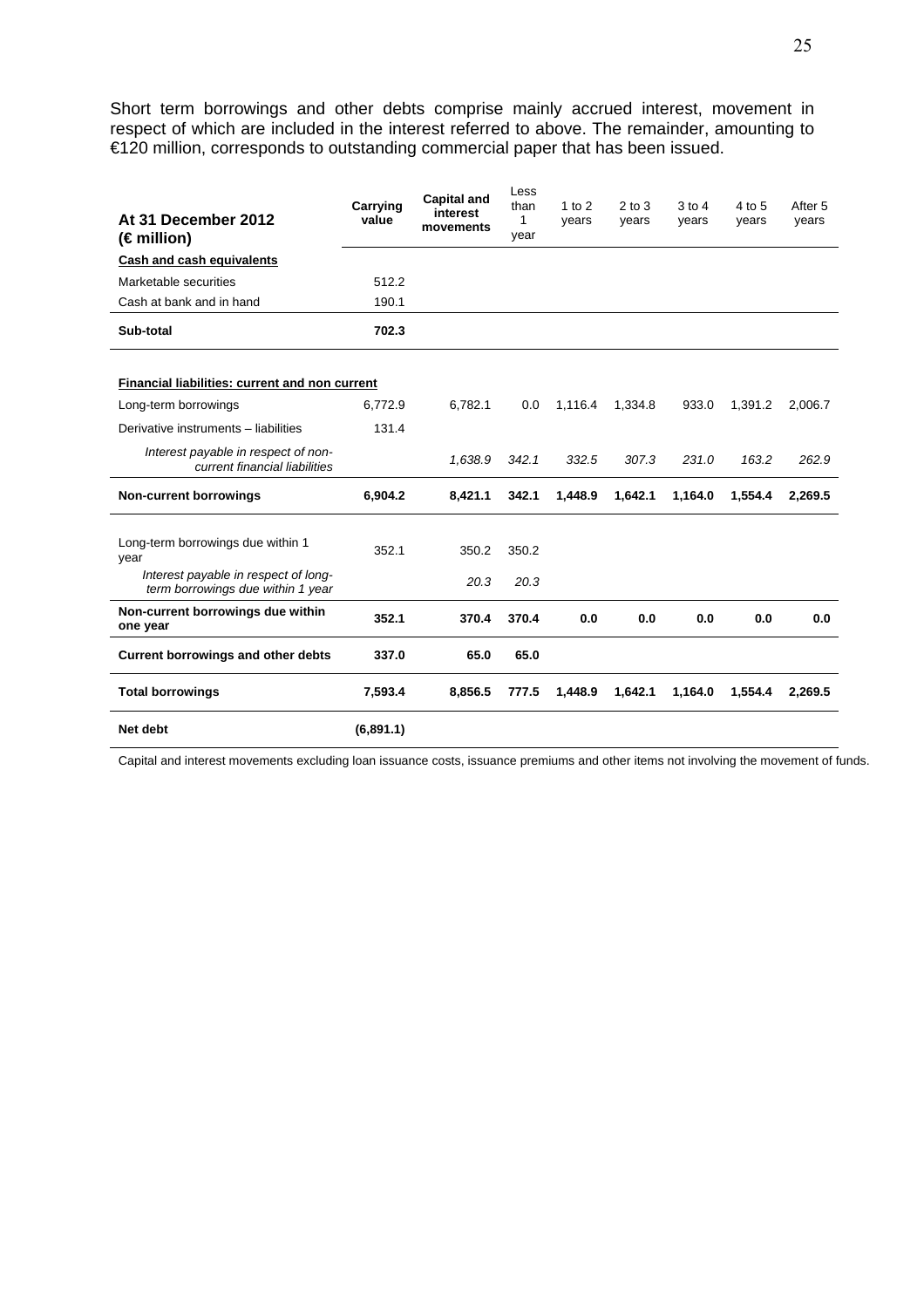Short term borrowings and other debts comprise mainly accrued interest, movement in respect of which are included in the interest referred to above. The remainder, amounting to €120 million, corresponds to outstanding commercial paper that has been issued.

| **At 31 December 2012 (€ million)** | **Carrying value** | **Capital and interest movements** | Less than 1 year | 1 to 2 years | 2 to 3 years | 3 to 4 years | 4 to 5 years | After 5 years |
|---|---|---|---|---|---|---|---|---|
| **Cash and cash equivalents** | | | | | | | | |
| Marketable securities | 512.2 | | | | | | | |
| Cash at bank and in hand | 190.1 | | | | | | | |
| **Sub-total** | **702.3** | | | | | | | |
| **Financial liabilities: current and non current** | | | | | | | | |
| Long-term borrowings | 6,772.9 | 6,782.1 | 0.0 | 1,116.4 | 1,334.8 | 933.0 | 1,391.2 | 2,006.7 |
| Derivative instruments – liabilities | 131.4 | | | | | | | |
| *Interest payable in respect of non-current financial liabilities* | | *1,638.9* | *342.1* | *332.5* | *307.3* | *231.0* | *163.2* | *262.9* |
| **Non-current borrowings** | **6,904.2** | **8,421.1** | **342.1** | **1,448.9** | **1,642.1** | **1,164.0** | **1,554.4** | **2,269.5** |
| Long-term borrowings due within 1 year | 352.1 | 350.2 | 350.2 | | | | | |
| *Interest payable in respect of long-term borrowings due within 1 year* | | *20.3* | *20.3* | | | | | |
| **Non-current borrowings due within one year** | **352.1** | **370.4** | **370.4** | **0.0** | **0.0** | **0.0** | **0.0** | **0.0** |
| **Current borrowings and other debts** | **337.0** | **65.0** | **65.0** | | | | | |
| **Total borrowings** | **7,593.4** | **8,856.5** | **777.5** | **1,448.9** | **1,642.1** | **1,164.0** | **1,554.4** | **2,269.5** |
| **Net debt** | **(6,891.1)** | | | | | | | |

Capital and interest movements excluding loan issuance costs, issuance premiums and other items not involving the movement of funds.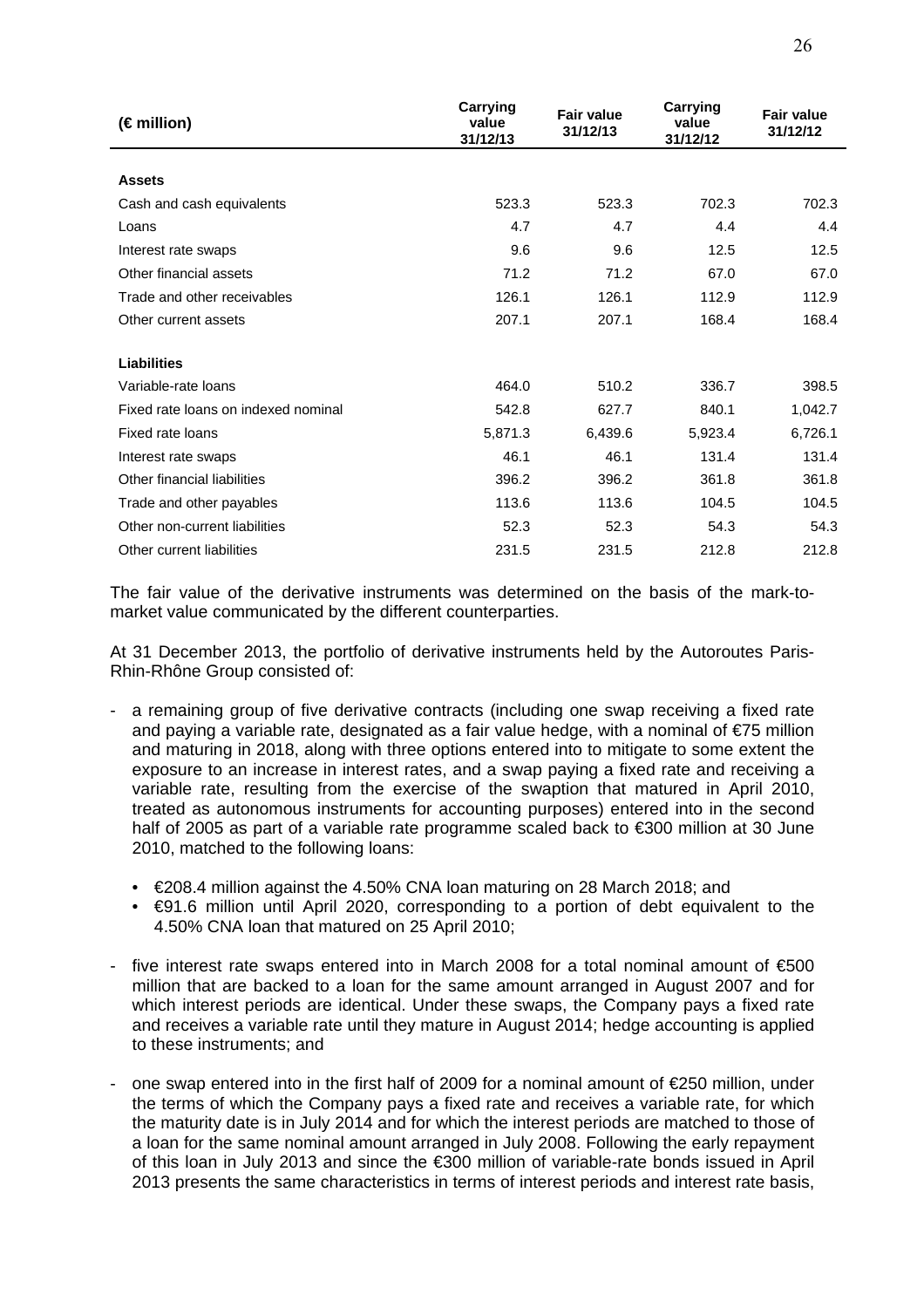| (€ million) | Carrying value 31/12/13 | Fair value 31/12/13 | Carrying value 31/12/12 | Fair value 31/12/12 |
|---|---|---|---|---|
| **Assets** | | | | |
| Cash and cash equivalents | 523.3 | 523.3 | 702.3 | 702.3 |
| Loans | 4.7 | 4.7 | 4.4 | 4.4 |
| Interest rate swaps | 9.6 | 9.6 | 12.5 | 12.5 |
| Other financial assets | 71.2 | 71.2 | 67.0 | 67.0 |
| Trade and other receivables | 126.1 | 126.1 | 112.9 | 112.9 |
| Other current assets | 207.1 | 207.1 | 168.4 | 168.4 |
| **Liabilities** | | | | |
| Variable-rate loans | 464.0 | 510.2 | 336.7 | 398.5 |
| Fixed rate loans on indexed nominal | 542.8 | 627.7 | 840.1 | 1,042.7 |
| Fixed rate loans | 5,871.3 | 6,439.6 | 5,923.4 | 6,726.1 |
| Interest rate swaps | 46.1 | 46.1 | 131.4 | 131.4 |
| Other financial liabilities | 396.2 | 396.2 | 361.8 | 361.8 |
| Trade and other payables | 113.6 | 113.6 | 104.5 | 104.5 |
| Other non-current liabilities | 52.3 | 52.3 | 54.3 | 54.3 |
| Other current liabilities | 231.5 | 231.5 | 212.8 | 212.8 |

The fair value of the derivative instruments was determined on the basis of the mark-to-market value communicated by the different counterparties.

At 31 December 2013, the portfolio of derivative instruments held by the Autoroutes Paris-Rhin-Rhône Group consisted of:

- a remaining group of five derivative contracts (including one swap receiving a fixed rate and paying a variable rate, designated as a fair value hedge, with a nominal of €75 million and maturing in 2018, along with three options entered into to mitigate to some extent the exposure to an increase in interest rates, and a swap paying a fixed rate and receiving a variable rate, resulting from the exercise of the swaption that matured in April 2010, treated as autonomous instruments for accounting purposes) entered into in the second half of 2005 as part of a variable rate programme scaled back to €300 million at 30 June 2010, matched to the following loans:
  - €208.4 million against the 4.50% CNA loan maturing on 28 March 2018; and
  - €91.6 million until April 2020, corresponding to a portion of debt equivalent to the 4.50% CNA loan that matured on 25 April 2010;
- five interest rate swaps entered into in March 2008 for a total nominal amount of €500 million that are backed to a loan for the same amount arranged in August 2007 and for which interest periods are identical. Under these swaps, the Company pays a fixed rate and receives a variable rate until they mature in August 2014; hedge accounting is applied to these instruments; and
- one swap entered into in the first half of 2009 for a nominal amount of €250 million, under the terms of which the Company pays a fixed rate and receives a variable rate, for which the maturity date is in July 2014 and for which the interest periods are matched to those of a loan for the same nominal amount arranged in July 2008. Following the early repayment of this loan in July 2013 and since the €300 million of variable-rate bonds issued in April 2013 presents the same characteristics in terms of interest periods and interest rate basis,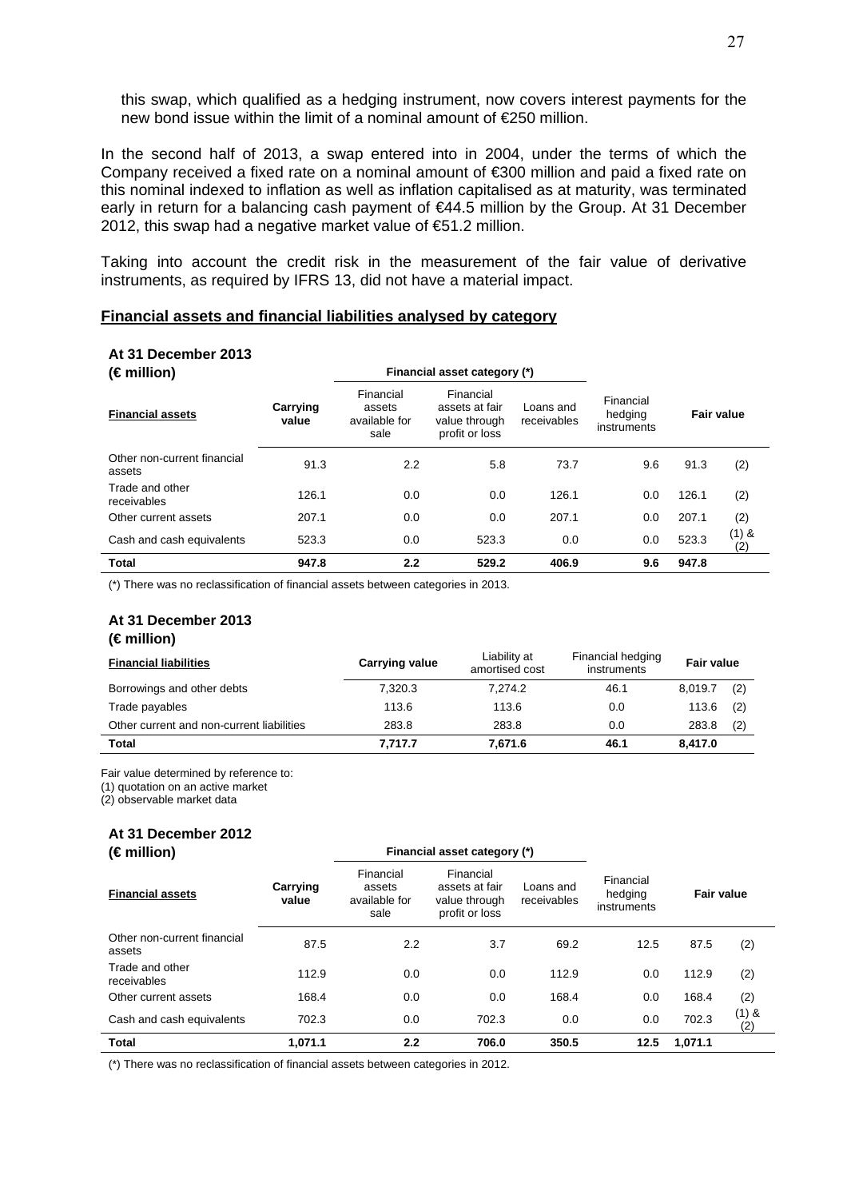this swap, which qualified as a hedging instrument, now covers interest payments for the new bond issue within the limit of a nominal amount of €250 million.

In the second half of 2013, a swap entered into in 2004, under the terms of which the Company received a fixed rate on a nominal amount of €300 million and paid a fixed rate on this nominal indexed to inflation as well as inflation capitalised as at maturity, was terminated early in return for a balancing cash payment of €44.5 million by the Group. At 31 December 2012, this swap had a negative market value of €51.2 million.

Taking into account the credit risk in the measurement of the fair value of derivative instruments, as required by IFRS 13, did not have a material impact.

**Financial assets and financial liabilities analysed by category**

**At 31 December 2013**
**(€ million)**

| **Financial assets** | **Carrying value** | Financial asset category (*) | | | | **Fair value** | |
|---|---|---|---|---|---|---|---|
| | | Financial assets available for sale | Financial assets at fair value through profit or loss | Loans and receivables | Financial hedging instruments | | |
| Other non-current financial assets | 91.3 | 2.2 | 5.8 | 73.7 | 9.6 | 91.3 | (2) |
| Trade and other receivables | 126.1 | 0.0 | 0.0 | 126.1 | 0.0 | 126.1 | (2) |
| Other current assets | 207.1 | 0.0 | 0.0 | 207.1 | 0.0 | 207.1 | (2) |
| Cash and cash equivalents | 523.3 | 0.0 | 523.3 | 0.0 | 0.0 | 523.3 | (1) & (2) |
| **Total** | **947.8** | **2.2** | **529.2** | **406.9** | **9.6** | **947.8** | |

(*) There was no reclassification of financial assets between categories in 2013.

**At 31 December 2013**
**(€ million)**

| **Financial liabilities** | **Carrying value** | Liability at amortised cost | Financial hedging instruments | **Fair value** | |
|---|---|---|---|---|---|
| Borrowings and other debts | 7,320.3 | 7,274.2 | 46.1 | 8,019.7 | (2) |
| Trade payables | 113.6 | 113.6 | 0.0 | 113.6 | (2) |
| Other current and non-current liabilities | 283.8 | 283.8 | 0.0 | 283.8 | (2) |
| **Total** | **7,717.7** | **7,671.6** | **46.1** | **8,417.0** | |

Fair value determined by reference to:
(1) quotation on an active market
(2) observable market data

**At 31 December 2012**
**(€ million)**

| **Financial assets** | **Carrying value** | Financial asset category (*) | | | | **Fair value** | |
|---|---|---|---|---|---|---|---|
| | | Financial assets available for sale | Financial assets at fair value through profit or loss | Loans and receivables | Financial hedging instruments | | |
| Other non-current financial assets | 87.5 | 2.2 | 3.7 | 69.2 | 12.5 | 87.5 | (2) |
| Trade and other receivables | 112.9 | 0.0 | 0.0 | 112.9 | 0.0 | 112.9 | (2) |
| Other current assets | 168.4 | 0.0 | 0.0 | 168.4 | 0.0 | 168.4 | (2) |
| Cash and cash equivalents | 702.3 | 0.0 | 702.3 | 0.0 | 0.0 | 702.3 | (1) & (2) |
| **Total** | **1,071.1** | **2.2** | **706.0** | **350.5** | **12.5** | **1,071.1** | |

(*) There was no reclassification of financial assets between categories in 2012.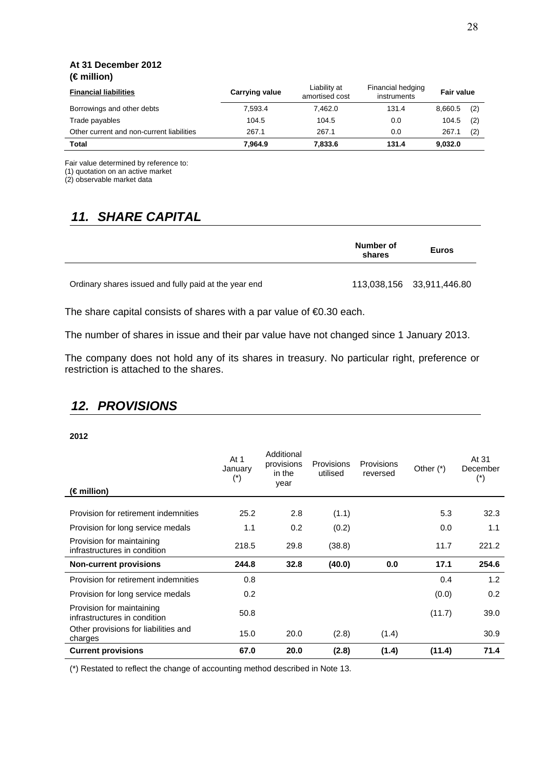**At 31 December 2012**
**(€ million)**

| Financial liabilities | Carrying value | Liability at amortised cost | Financial hedging instruments | Fair value | |
|---|---|---|---|---|---|
| Borrowings and other debts | 7,593.4 | 7,462.0 | 131.4 | 8,660.5 | (2) |
| Trade payables | 104.5 | 104.5 | 0.0 | 104.5 | (2) |
| Other current and non-current liabilities | 267.1 | 267.1 | 0.0 | 267.1 | (2) |
| **Total** | **7,964.9** | **7,833.6** | **131.4** | **9,032.0** | |

Fair value determined by reference to:
(1) quotation on an active market
(2) observable market data

## *11. SHARE CAPITAL*

| | Number of shares | Euros |
|---|---|---|
| Ordinary shares issued and fully paid at the year end | 113,038,156 | 33,911,446.80 |

The share capital consists of shares with a par value of €0.30 each.

The number of shares in issue and their par value have not changed since 1 January 2013.

The company does not hold any of its shares in treasury. No particular right, preference or restriction is attached to the shares.

## *12. PROVISIONS*

**2012**

| (€ million) | At 1 January (*) | Additional provisions in the year | Provisions utilised | Provisions reversed | Other (*) | At 31 December (*) |
|---|---|---|---|---|---|---|
| Provision for retirement indemnities | 25.2 | 2.8 | (1.1) | | 5.3 | 32.3 |
| Provision for long service medals | 1.1 | 0.2 | (0.2) | | 0.0 | 1.1 |
| Provision for maintaining infrastructures in condition | 218.5 | 29.8 | (38.8) | | 11.7 | 221.2 |
| **Non-current provisions** | **244.8** | **32.8** | **(40.0)** | **0.0** | **17.1** | **254.6** |
| Provision for retirement indemnities | 0.8 | | | | 0.4 | 1.2 |
| Provision for long service medals | 0.2 | | | | (0.0) | 0.2 |
| Provision for maintaining infrastructures in condition | 50.8 | | | | (11.7) | 39.0 |
| Other provisions for liabilities and charges | 15.0 | 20.0 | (2.8) | (1.4) | | 30.9 |
| **Current provisions** | **67.0** | **20.0** | **(2.8)** | **(1.4)** | **(11.4)** | **71.4** |

(*) Restated to reflect the change of accounting method described in Note 13.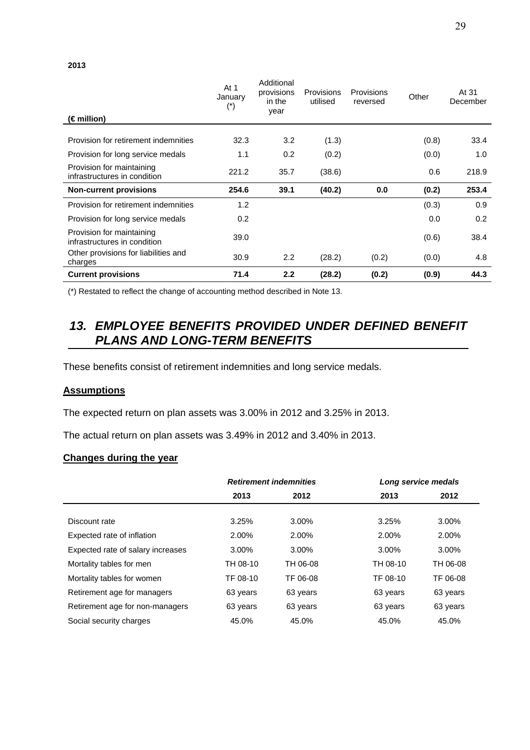**2013**

| (€ million) | At 1 January (*) | Additional provisions in the year | Provisions utilised | Provisions reversed | Other | At 31 December |
|---|---|---|---|---|---|---|
| Provision for retirement indemnities | 32.3 | 3.2 | (1.3) | | (0.8) | 33.4 |
| Provision for long service medals | 1.1 | 0.2 | (0.2) | | (0.0) | 1.0 |
| Provision for maintaining infrastructures in condition | 221.2 | 35.7 | (38.6) | | 0.6 | 218.9 |
| **Non-current provisions** | **254.6** | **39.1** | **(40.2)** | **0.0** | **(0.2)** | **253.4** |
| Provision for retirement indemnities | 1.2 | | | | (0.3) | 0.9 |
| Provision for long service medals | 0.2 | | | | 0.0 | 0.2 |
| Provision for maintaining infrastructures in condition | 39.0 | | | | (0.6) | 38.4 |
| Other provisions for liabilities and charges | 30.9 | 2.2 | (28.2) | (0.2) | (0.0) | 4.8 |
| **Current provisions** | **71.4** | **2.2** | **(28.2)** | **(0.2)** | **(0.9)** | **44.3** |

(*) Restated to reflect the change of accounting method described in Note 13.

## *13. EMPLOYEE BENEFITS PROVIDED UNDER DEFINED BENEFIT PLANS AND LONG-TERM BENEFITS*

These benefits consist of retirement indemnities and long service medals.

### Assumptions

The expected return on plan assets was 3.00% in 2012 and 3.25% in 2013.

The actual return on plan assets was 3.49% in 2012 and 3.40% in 2013.

### Changes during the year

| | *Retirement indemnities* | | *Long service medals* | |
|---|---|---|---|---|
| | **2013** | **2012** | **2013** | **2012** |
| Discount rate | 3.25% | 3.00% | 3.25% | 3.00% |
| Expected rate of inflation | 2.00% | 2.00% | 2.00% | 2.00% |
| Expected rate of salary increases | 3.00% | 3.00% | 3.00% | 3.00% |
| Mortality tables for men | TH 08-10 | TH 06-08 | TH 08-10 | TH 06-08 |
| Mortality tables for women | TF 08-10 | TF 06-08 | TF 08-10 | TF 06-08 |
| Retirement age for managers | 63 years | 63 years | 63 years | 63 years |
| Retirement age for non-managers | 63 years | 63 years | 63 years | 63 years |
| Social security charges | 45.0% | 45.0% | 45.0% | 45.0% |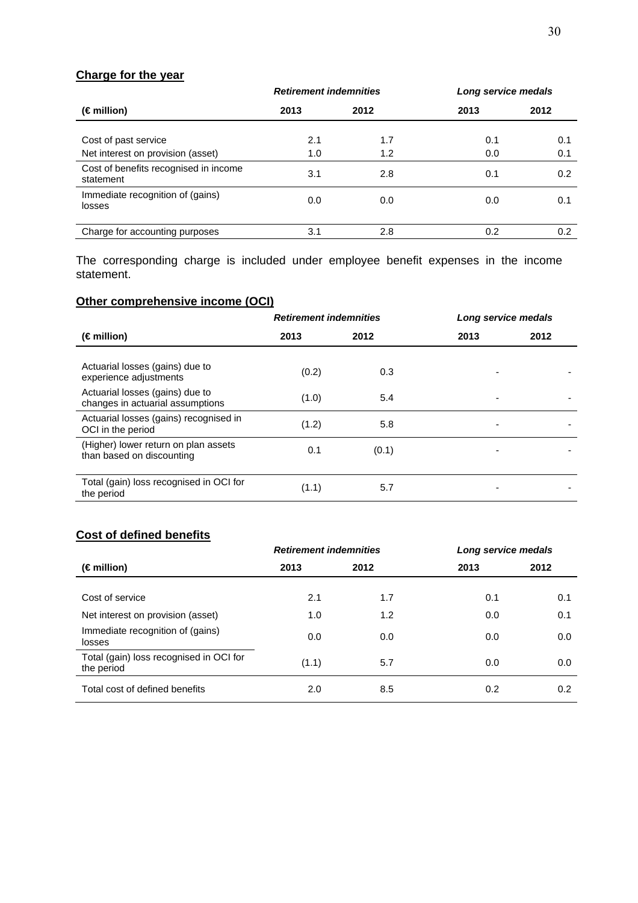## Charge for the year

| (€ million) | Retirement indemnities | | Long service medals | |
|---|---|---|---|---|
| | 2013 | 2012 | 2013 | 2012 |
| Cost of past service | 2.1 | 1.7 | 0.1 | 0.1 |
| Net interest on provision (asset) | 1.0 | 1.2 | 0.0 | 0.1 |
| Cost of benefits recognised in income statement | 3.1 | 2.8 | 0.1 | 0.2 |
| Immediate recognition of (gains) losses | 0.0 | 0.0 | 0.0 | 0.1 |
| Charge for accounting purposes | 3.1 | 2.8 | 0.2 | 0.2 |

The corresponding charge is included under employee benefit expenses in the income statement.

## Other comprehensive income (OCI)

| (€ million) | Retirement indemnities | | Long service medals | |
|---|---|---|---|---|
| | 2013 | 2012 | 2013 | 2012 |
| Actuarial losses (gains) due to experience adjustments | (0.2) | 0.3 | - | - |
| Actuarial losses (gains) due to changes in actuarial assumptions | (1.0) | 5.4 | - | - |
| Actuarial losses (gains) recognised in OCI in the period | (1.2) | 5.8 | - | - |
| (Higher) lower return on plan assets than based on discounting | 0.1 | (0.1) | - | - |
| Total (gain) loss recognised in OCI for the period | (1.1) | 5.7 | - | - |

## Cost of defined benefits

| (€ million) | Retirement indemnities | | Long service medals | |
|---|---|---|---|---|
| | 2013 | 2012 | 2013 | 2012 |
| Cost of service | 2.1 | 1.7 | 0.1 | 0.1 |
| Net interest on provision (asset) | 1.0 | 1.2 | 0.0 | 0.1 |
| Immediate recognition of (gains) losses | 0.0 | 0.0 | 0.0 | 0.0 |
| Total (gain) loss recognised in OCI for the period | (1.1) | 5.7 | 0.0 | 0.0 |
| Total cost of defined benefits | 2.0 | 8.5 | 0.2 | 0.2 |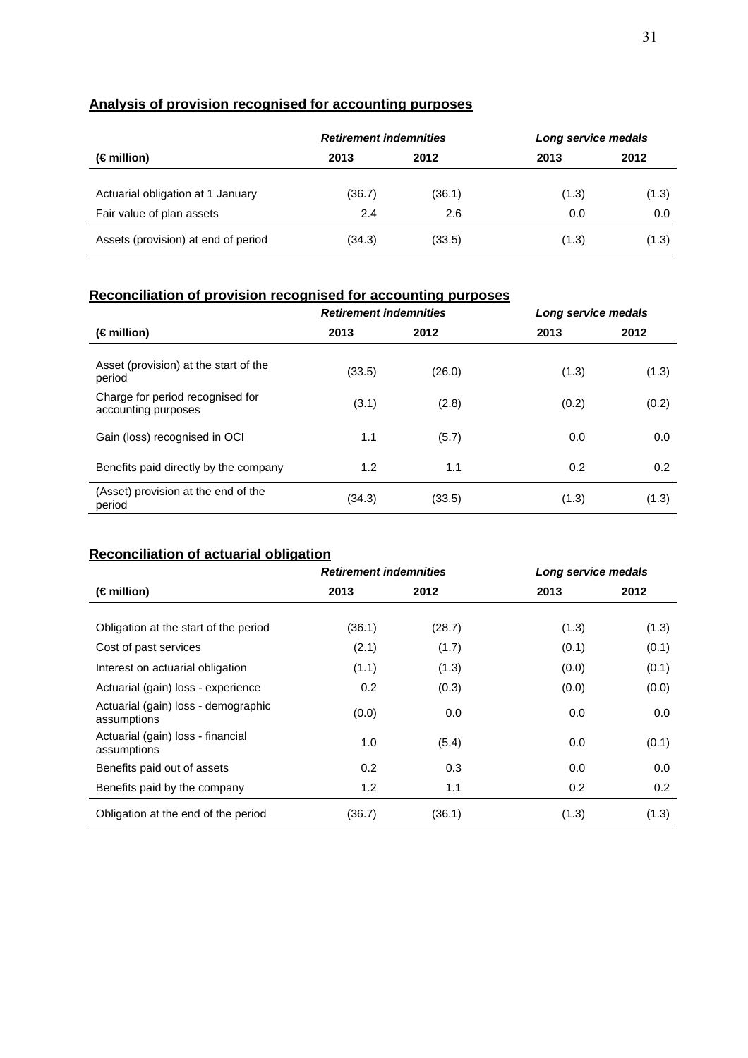## Analysis of provision recognised for accounting purposes

| | *Retirement indemnities* | | *Long service medals* | |
|---|---|---|---|---|
| **(€ million)** | **2013** | **2012** | **2013** | **2012** |
| Actuarial obligation at 1 January | (36.7) | (36.1) | (1.3) | (1.3) |
| Fair value of plan assets | 2.4 | 2.6 | 0.0 | 0.0 |
| Assets (provision) at end of period | (34.3) | (33.5) | (1.3) | (1.3) |

## Reconciliation of provision recognised for accounting purposes

| | *Retirement indemnities* | | *Long service medals* | |
|---|---|---|---|---|
| **(€ million)** | **2013** | **2012** | **2013** | **2012** |
| Asset (provision) at the start of the period | (33.5) | (26.0) | (1.3) | (1.3) |
| Charge for period recognised for accounting purposes | (3.1) | (2.8) | (0.2) | (0.2) |
| Gain (loss) recognised in OCI | 1.1 | (5.7) | 0.0 | 0.0 |
| Benefits paid directly by the company | 1.2 | 1.1 | 0.2 | 0.2 |
| (Asset) provision at the end of the period | (34.3) | (33.5) | (1.3) | (1.3) |

## Reconciliation of actuarial obligation

| | *Retirement indemnities* | | *Long service medals* | |
|---|---|---|---|---|
| **(€ million)** | **2013** | **2012** | **2013** | **2012** |
| Obligation at the start of the period | (36.1) | (28.7) | (1.3) | (1.3) |
| Cost of past services | (2.1) | (1.7) | (0.1) | (0.1) |
| Interest on actuarial obligation | (1.1) | (1.3) | (0.0) | (0.1) |
| Actuarial (gain) loss - experience | 0.2 | (0.3) | (0.0) | (0.0) |
| Actuarial (gain) loss - demographic assumptions | (0.0) | 0.0 | 0.0 | 0.0 |
| Actuarial (gain) loss - financial assumptions | 1.0 | (5.4) | 0.0 | (0.1) |
| Benefits paid out of assets | 0.2 | 0.3 | 0.0 | 0.0 |
| Benefits paid by the company | 1.2 | 1.1 | 0.2 | 0.2 |
| Obligation at the end of the period | (36.7) | (36.1) | (1.3) | (1.3) |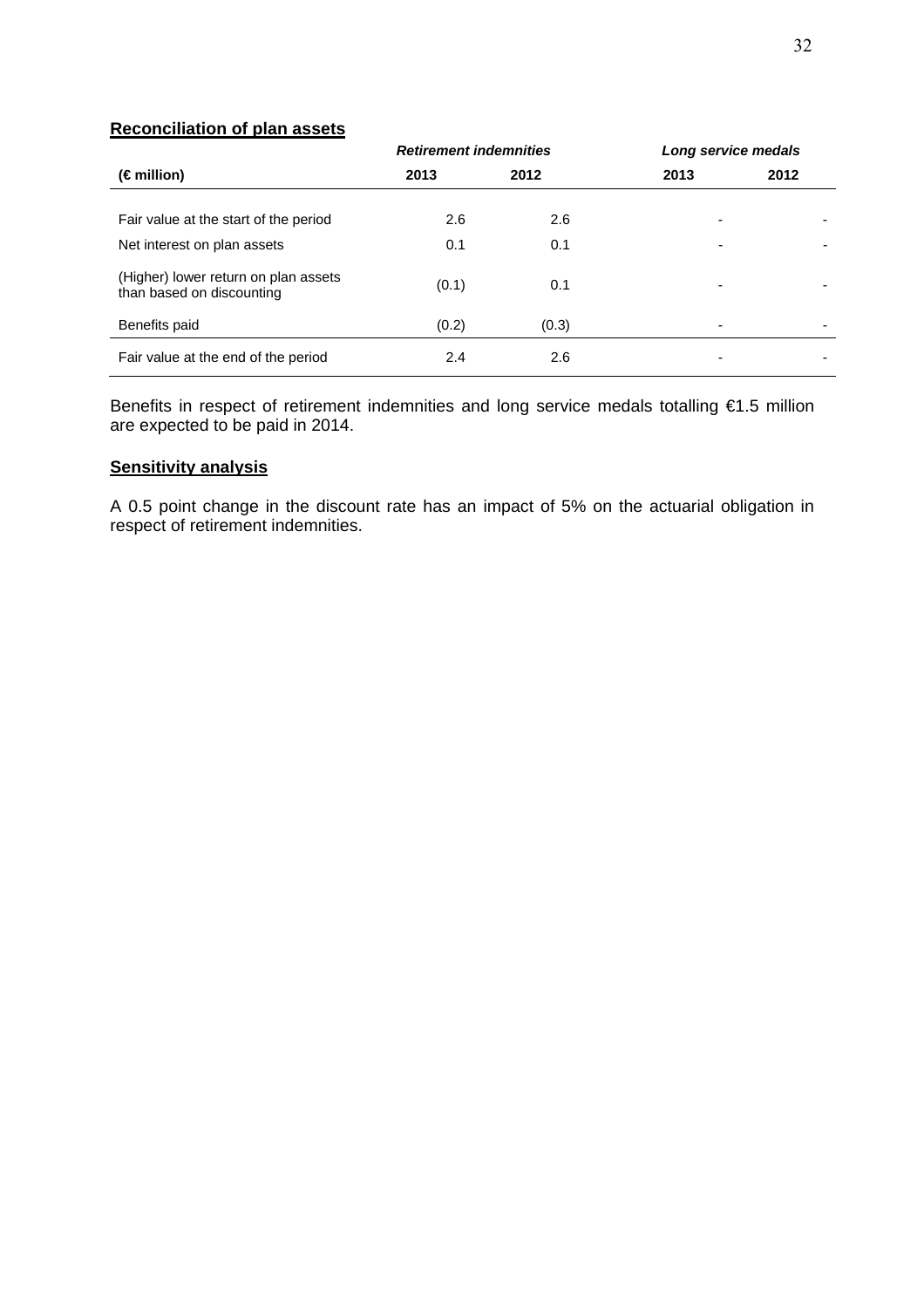**Reconciliation of plan assets**

| | *Retirement indemnities* | | *Long service medals* | |
|---|---|---|---|---|
| **(€ million)** | **2013** | **2012** | **2013** | **2012** |
| Fair value at the start of the period | 2.6 | 2.6 | - | - |
| Net interest on plan assets | 0.1 | 0.1 | - | - |
| (Higher) lower return on plan assets than based on discounting | (0.1) | 0.1 | - | - |
| Benefits paid | (0.2) | (0.3) | - | - |
| Fair value at the end of the period | 2.4 | 2.6 | - | - |

Benefits in respect of retirement indemnities and long service medals totalling €1.5 million are expected to be paid in 2014.

**Sensitivity analysis**

A 0.5 point change in the discount rate has an impact of 5% on the actuarial obligation in respect of retirement indemnities.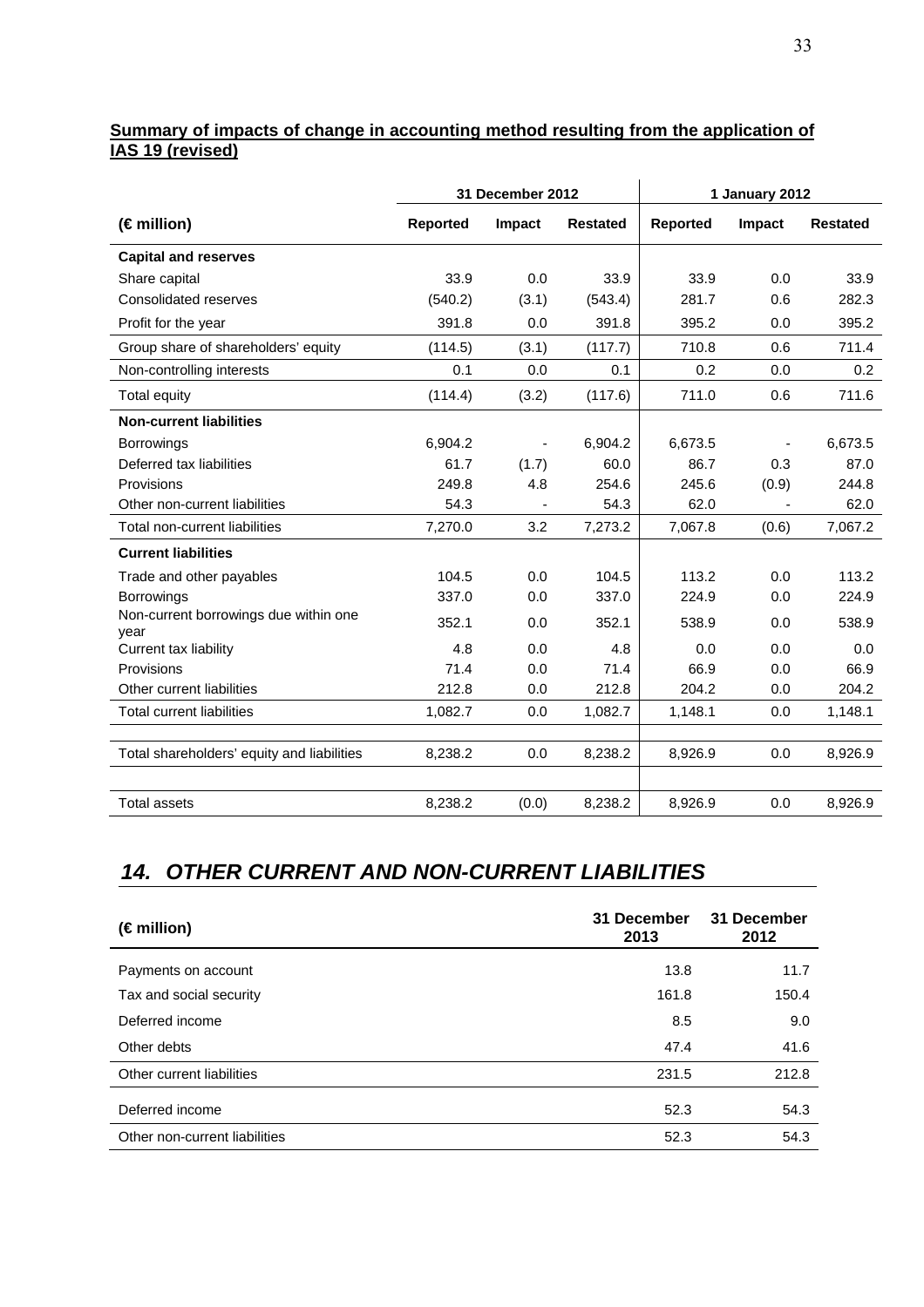**Summary of impacts of change in accounting method resulting from the application of IAS 19 (revised)**

| | 31 December 2012 | | | 1 January 2012 | | |
|---|---|---|---|---|---|---|
| **(€ million)** | **Reported** | **Impact** | **Restated** | **Reported** | **Impact** | **Restated** |
| **Capital and reserves** | | | | | | |
| Share capital | 33.9 | 0.0 | 33.9 | 33.9 | 0.0 | 33.9 |
| Consolidated reserves | (540.2) | (3.1) | (543.4) | 281.7 | 0.6 | 282.3 |
| Profit for the year | 391.8 | 0.0 | 391.8 | 395.2 | 0.0 | 395.2 |
| Group share of shareholders' equity | (114.5) | (3.1) | (117.7) | 710.8 | 0.6 | 711.4 |
| Non-controlling interests | 0.1 | 0.0 | 0.1 | 0.2 | 0.0 | 0.2 |
| Total equity | (114.4) | (3.2) | (117.6) | 711.0 | 0.6 | 711.6 |
| **Non-current liabilities** | | | | | | |
| Borrowings | 6,904.2 | - | 6,904.2 | 6,673.5 | - | 6,673.5 |
| Deferred tax liabilities | 61.7 | (1.7) | 60.0 | 86.7 | 0.3 | 87.0 |
| Provisions | 249.8 | 4.8 | 254.6 | 245.6 | (0.9) | 244.8 |
| Other non-current liabilities | 54.3 | - | 54.3 | 62.0 | - | 62.0 |
| Total non-current liabilities | 7,270.0 | 3.2 | 7,273.2 | 7,067.8 | (0.6) | 7,067.2 |
| **Current liabilities** | | | | | | |
| Trade and other payables | 104.5 | 0.0 | 104.5 | 113.2 | 0.0 | 113.2 |
| Borrowings | 337.0 | 0.0 | 337.0 | 224.9 | 0.0 | 224.9 |
| Non-current borrowings due within one year | 352.1 | 0.0 | 352.1 | 538.9 | 0.0 | 538.9 |
| Current tax liability | 4.8 | 0.0 | 4.8 | 0.0 | 0.0 | 0.0 |
| Provisions | 71.4 | 0.0 | 71.4 | 66.9 | 0.0 | 66.9 |
| Other current liabilities | 212.8 | 0.0 | 212.8 | 204.2 | 0.0 | 204.2 |
| Total current liabilities | 1,082.7 | 0.0 | 1,082.7 | 1,148.1 | 0.0 | 1,148.1 |
| Total shareholders' equity and liabilities | 8,238.2 | 0.0 | 8,238.2 | 8,926.9 | 0.0 | 8,926.9 |
| Total assets | 8,238.2 | (0.0) | 8,238.2 | 8,926.9 | 0.0 | 8,926.9 |

## *14. OTHER CURRENT AND NON-CURRENT LIABILITIES*

| (€ million) | 31 December 2013 | 31 December 2012 |
|---|---|---|
| Payments on account | 13.8 | 11.7 |
| Tax and social security | 161.8 | 150.4 |
| Deferred income | 8.5 | 9.0 |
| Other debts | 47.4 | 41.6 |
| Other current liabilities | 231.5 | 212.8 |
| Deferred income | 52.3 | 54.3 |
| Other non-current liabilities | 52.3 | 54.3 |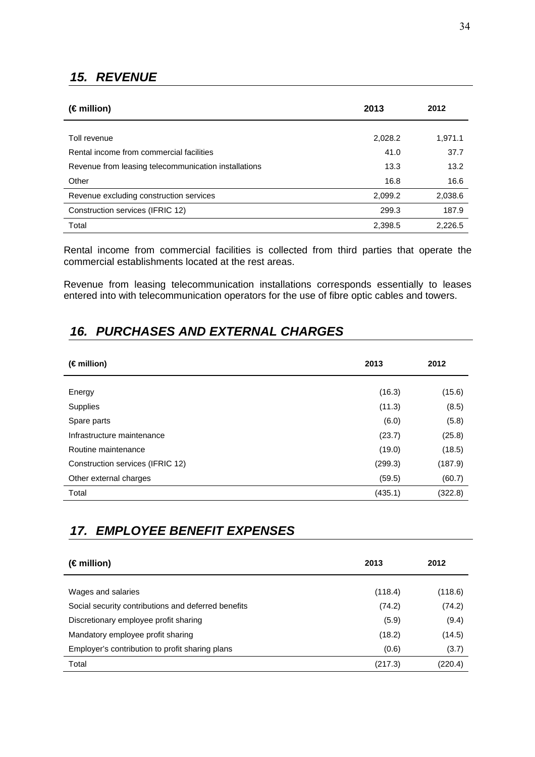## *15. REVENUE*

| (€ million) | 2013 | 2012 |
|---|---|---|
| Toll revenue | 2,028.2 | 1,971.1 |
| Rental income from commercial facilities | 41.0 | 37.7 |
| Revenue from leasing telecommunication installations | 13.3 | 13.2 |
| Other | 16.8 | 16.6 |
| Revenue excluding construction services | 2,099.2 | 2,038.6 |
| Construction services (IFRIC 12) | 299.3 | 187.9 |
| Total | 2,398.5 | 2,226.5 |

Rental income from commercial facilities is collected from third parties that operate the commercial establishments located at the rest areas.

Revenue from leasing telecommunication installations corresponds essentially to leases entered into with telecommunication operators for the use of fibre optic cables and towers.

## *16. PURCHASES AND EXTERNAL CHARGES*

| (€ million) | 2013 | 2012 |
|---|---|---|
| Energy | (16.3) | (15.6) |
| Supplies | (11.3) | (8.5) |
| Spare parts | (6.0) | (5.8) |
| Infrastructure maintenance | (23.7) | (25.8) |
| Routine maintenance | (19.0) | (18.5) |
| Construction services (IFRIC 12) | (299.3) | (187.9) |
| Other external charges | (59.5) | (60.7) |
| Total | (435.1) | (322.8) |

## *17. EMPLOYEE BENEFIT EXPENSES*

| (€ million) | 2013 | 2012 |
|---|---|---|
| Wages and salaries | (118.4) | (118.6) |
| Social security contributions and deferred benefits | (74.2) | (74.2) |
| Discretionary employee profit sharing | (5.9) | (9.4) |
| Mandatory employee profit sharing | (18.2) | (14.5) |
| Employer's contribution to profit sharing plans | (0.6) | (3.7) |
| Total | (217.3) | (220.4) |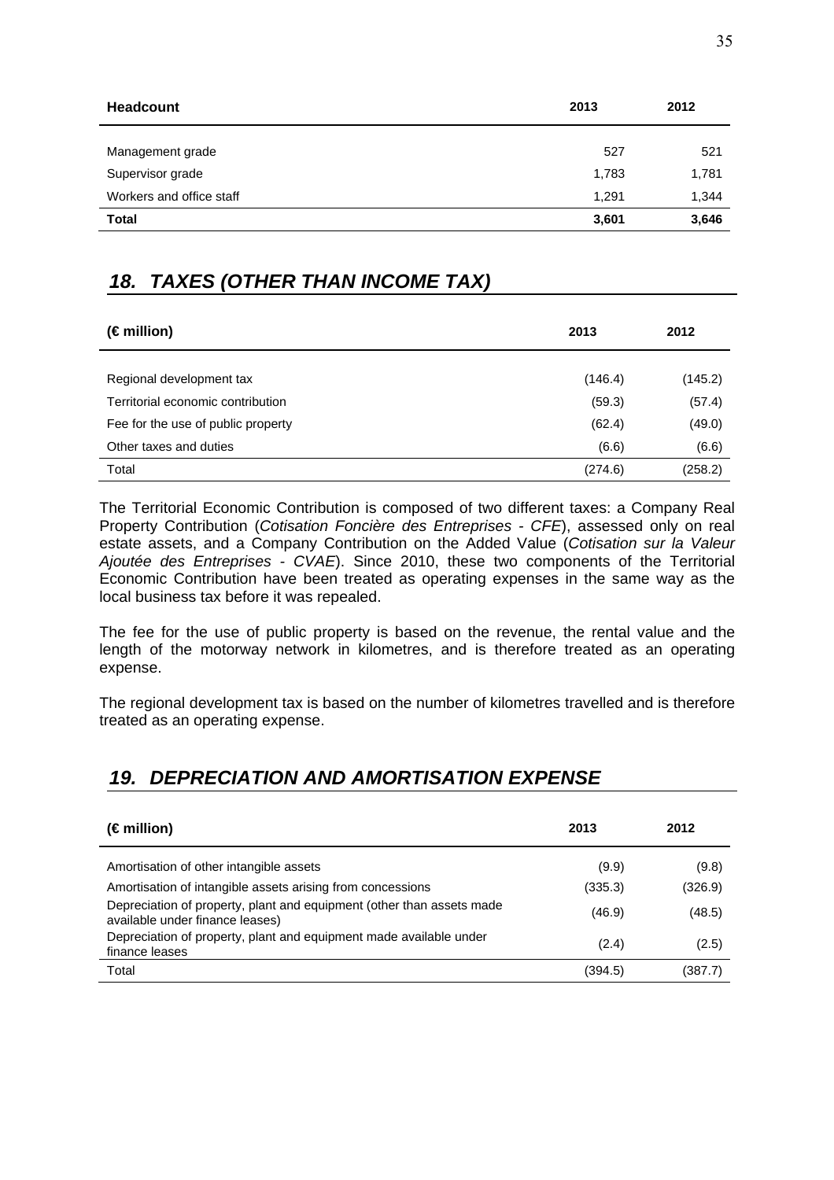| Headcount | 2013 | 2012 |
|---|---|---|
| Management grade | 527 | 521 |
| Supervisor grade | 1,783 | 1,781 |
| Workers and office staff | 1,291 | 1,344 |
| **Total** | **3,601** | **3,646** |

## *18. TAXES (OTHER THAN INCOME TAX)*

| (€ million) | 2013 | 2012 |
|---|---|---|
| Regional development tax | (146.4) | (145.2) |
| Territorial economic contribution | (59.3) | (57.4) |
| Fee for the use of public property | (62.4) | (49.0) |
| Other taxes and duties | (6.6) | (6.6) |
| Total | (274.6) | (258.2) |

The Territorial Economic Contribution is composed of two different taxes: a Company Real Property Contribution (*Cotisation Foncière des Entreprises - CFE*), assessed only on real estate assets, and a Company Contribution on the Added Value (*Cotisation sur la Valeur Ajoutée des Entreprises - CVAE*). Since 2010, these two components of the Territorial Economic Contribution have been treated as operating expenses in the same way as the local business tax before it was repealed.

The fee for the use of public property is based on the revenue, the rental value and the length of the motorway network in kilometres, and is therefore treated as an operating expense.

The regional development tax is based on the number of kilometres travelled and is therefore treated as an operating expense.

## *19. DEPRECIATION AND AMORTISATION EXPENSE*

| (€ million) | 2013 | 2012 |
|---|---|---|
| Amortisation of other intangible assets | (9.9) | (9.8) |
| Amortisation of intangible assets arising from concessions | (335.3) | (326.9) |
| Depreciation of property, plant and equipment (other than assets made available under finance leases) | (46.9) | (48.5) |
| Depreciation of property, plant and equipment made available under finance leases | (2.4) | (2.5) |
| Total | (394.5) | (387.7) |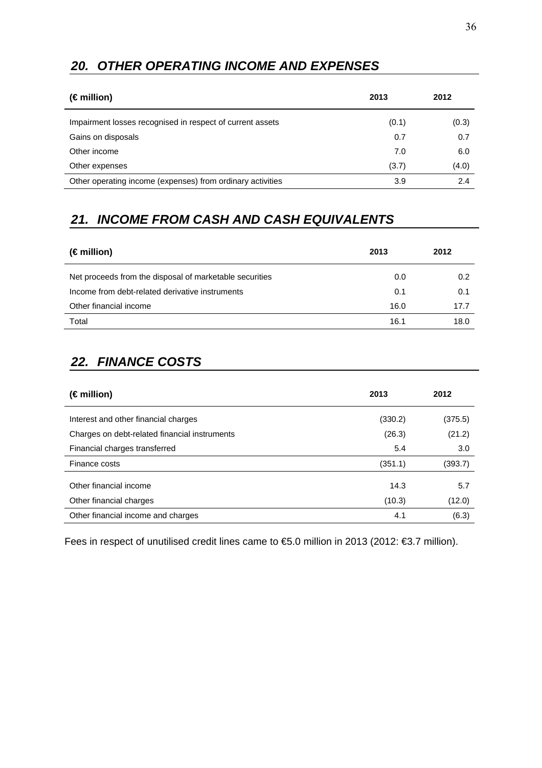## *20. OTHER OPERATING INCOME AND EXPENSES*

| (€ million) | 2013 | 2012 |
|---|---|---|
| Impairment losses recognised in respect of current assets | (0.1) | (0.3) |
| Gains on disposals | 0.7 | 0.7 |
| Other income | 7.0 | 6.0 |
| Other expenses | (3.7) | (4.0) |
| Other operating income (expenses) from ordinary activities | 3.9 | 2.4 |

## *21. INCOME FROM CASH AND CASH EQUIVALENTS*

| (€ million) | 2013 | 2012 |
|---|---|---|
| Net proceeds from the disposal of marketable securities | 0.0 | 0.2 |
| Income from debt-related derivative instruments | 0.1 | 0.1 |
| Other financial income | 16.0 | 17.7 |
| Total | 16.1 | 18.0 |

## *22. FINANCE COSTS*

| (€ million) | 2013 | 2012 |
|---|---|---|
| Interest and other financial charges | (330.2) | (375.5) |
| Charges on debt-related financial instruments | (26.3) | (21.2) |
| Financial charges transferred | 5.4 | 3.0 |
| Finance costs | (351.1) | (393.7) |
| Other financial income | 14.3 | 5.7 |
| Other financial charges | (10.3) | (12.0) |
| Other financial income and charges | 4.1 | (6.3) |

Fees in respect of unutilised credit lines came to €5.0 million in 2013 (2012: €3.7 million).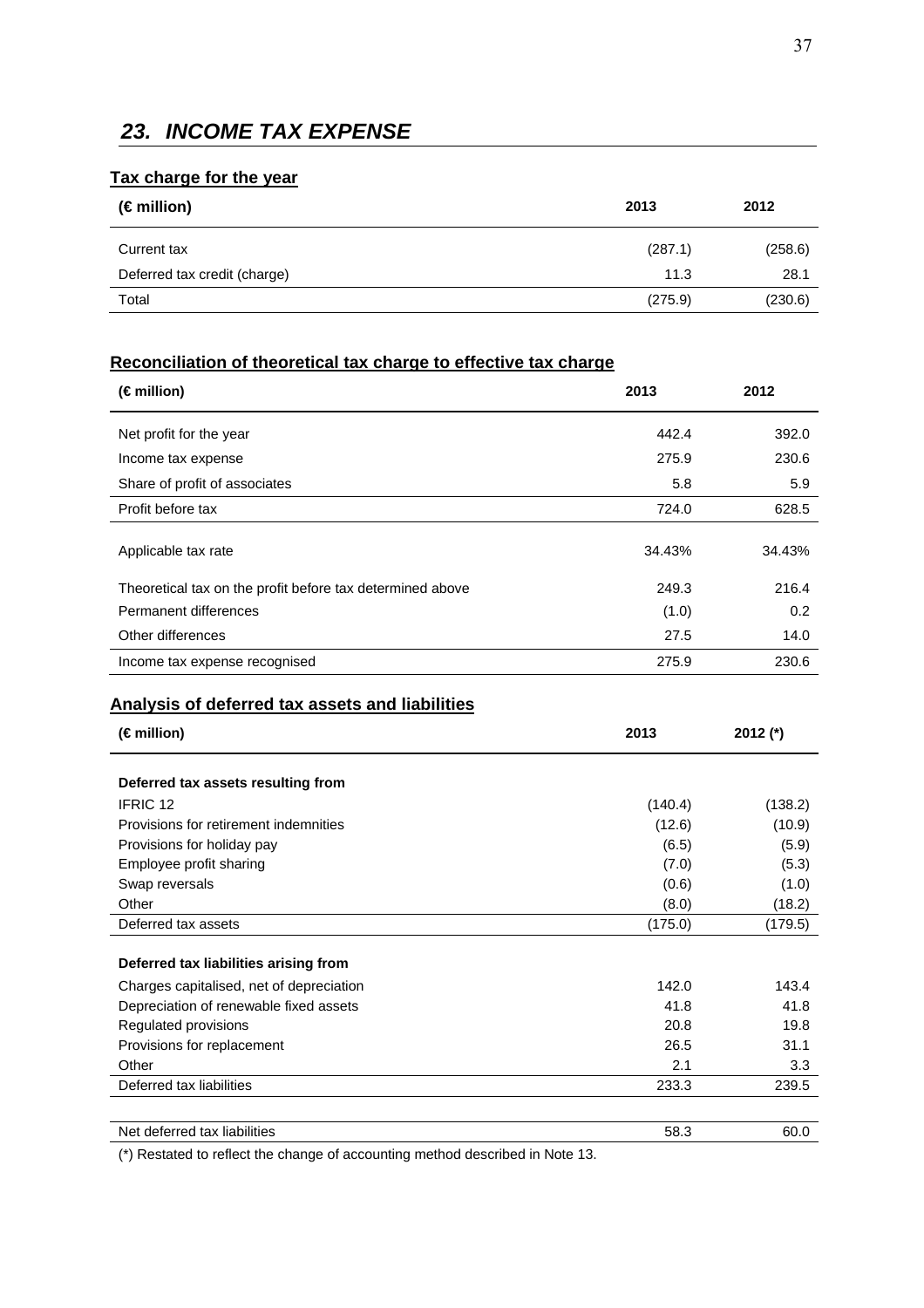## *23. INCOME TAX EXPENSE*

### Tax charge for the year

| (€ million) | 2013 | 2012 |
|---|---|---|
| Current tax | (287.1) | (258.6) |
| Deferred tax credit (charge) | 11.3 | 28.1 |
| Total | (275.9) | (230.6) |

### Reconciliation of theoretical tax charge to effective tax charge

| (€ million) | 2013 | 2012 |
|---|---|---|
| Net profit for the year | 442.4 | 392.0 |
| Income tax expense | 275.9 | 230.6 |
| Share of profit of associates | 5.8 | 5.9 |
| Profit before tax | 724.0 | 628.5 |
| Applicable tax rate | 34.43% | 34.43% |
| Theoretical tax on the profit before tax determined above | 249.3 | 216.4 |
| Permanent differences | (1.0) | 0.2 |
| Other differences | 27.5 | 14.0 |
| Income tax expense recognised | 275.9 | 230.6 |

### Analysis of deferred tax assets and liabilities

| (€ million) | 2013 | 2012 (*) |
|---|---|---|
| **Deferred tax assets resulting from** | | |
| IFRIC 12 | (140.4) | (138.2) |
| Provisions for retirement indemnities | (12.6) | (10.9) |
| Provisions for holiday pay | (6.5) | (5.9) |
| Employee profit sharing | (7.0) | (5.3) |
| Swap reversals | (0.6) | (1.0) |
| Other | (8.0) | (18.2) |
| Deferred tax assets | (175.0) | (179.5) |
| **Deferred tax liabilities arising from** | | |
| Charges capitalised, net of depreciation | 142.0 | 143.4 |
| Depreciation of renewable fixed assets | 41.8 | 41.8 |
| Regulated provisions | 20.8 | 19.8 |
| Provisions for replacement | 26.5 | 31.1 |
| Other | 2.1 | 3.3 |
| Deferred tax liabilities | 233.3 | 239.5 |
| Net deferred tax liabilities | 58.3 | 60.0 |

(*) Restated to reflect the change of accounting method described in Note 13.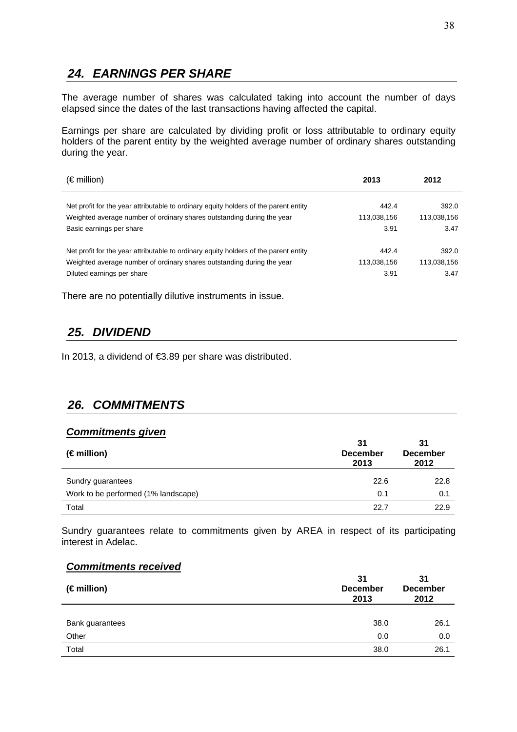## *24. EARNINGS PER SHARE*

The average number of shares was calculated taking into account the number of days elapsed since the dates of the last transactions having affected the capital.

Earnings per share are calculated by dividing profit or loss attributable to ordinary equity holders of the parent entity by the weighted average number of ordinary shares outstanding during the year.

| (€ million) | 2013 | 2012 |
|---|---|---|
| Net profit for the year attributable to ordinary equity holders of the parent entity | 442.4 | 392.0 |
| Weighted average number of ordinary shares outstanding during the year | 113,038,156 | 113,038,156 |
| Basic earnings per share | 3.91 | 3.47 |
| | | |
| Net profit for the year attributable to ordinary equity holders of the parent entity | 442.4 | 392.0 |
| Weighted average number of ordinary shares outstanding during the year | 113,038,156 | 113,038,156 |
| Diluted earnings per share | 3.91 | 3.47 |

There are no potentially dilutive instruments in issue.

## *25. DIVIDEND*

In 2013, a dividend of €3.89 per share was distributed.

## *26. COMMITMENTS*

### ***Commitments given***

| **(€ million)** | **31 December 2013** | **31 December 2012** |
|---|---|---|
| Sundry guarantees | 22.6 | 22.8 |
| Work to be performed (1% landscape) | 0.1 | 0.1 |
| Total | 22.7 | 22.9 |

Sundry guarantees relate to commitments given by AREA in respect of its participating interest in Adelac.

### ***Commitments received***

| **(€ million)** | **31 December 2013** | **31 December 2012** |
|---|---|---|
| Bank guarantees | 38.0 | 26.1 |
| Other | 0.0 | 0.0 |
| Total | 38.0 | 26.1 |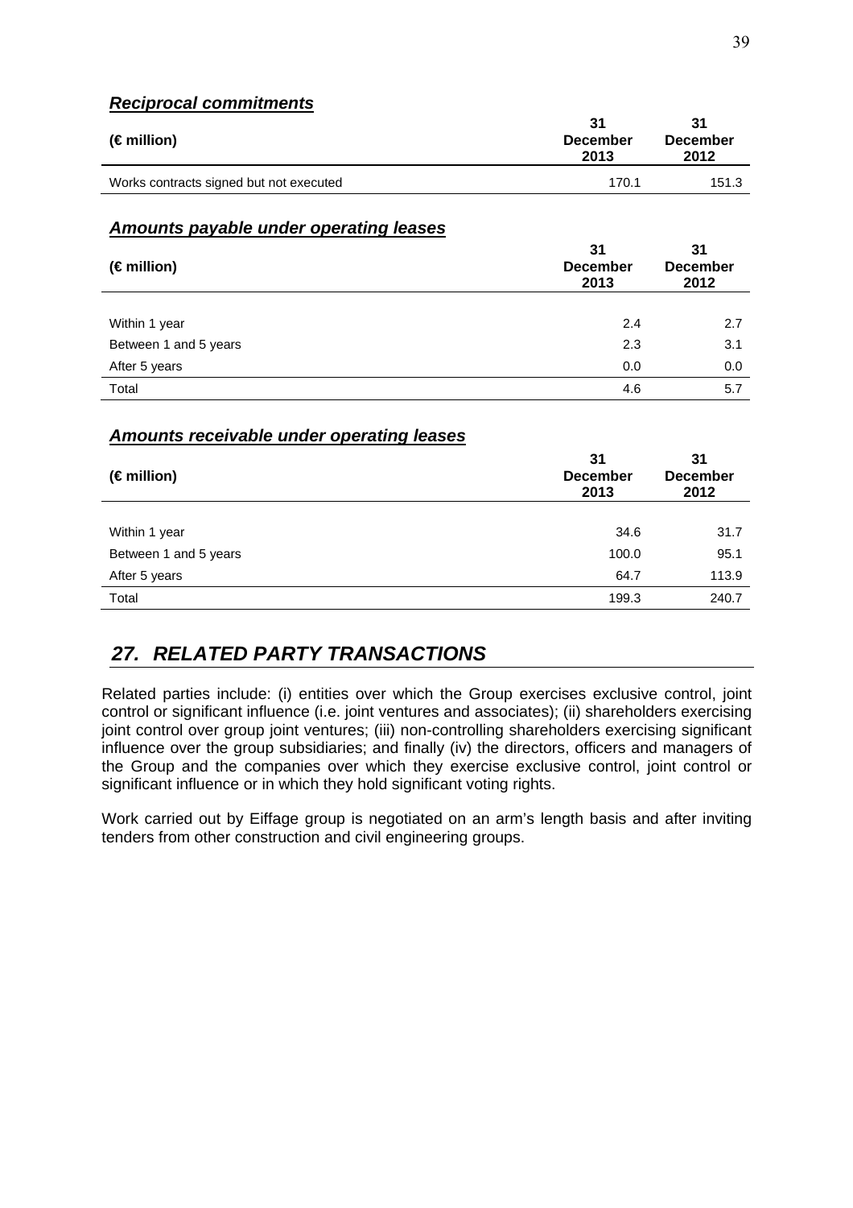***Reciprocal commitments***

| (€ million) | 31 December 2013 | 31 December 2012 |
|---|---|---|
| Works contracts signed but not executed | 170.1 | 151.3 |

***Amounts payable under operating leases***

| (€ million) | 31 December 2013 | 31 December 2012 |
|---|---|---|
| Within 1 year | 2.4 | 2.7 |
| Between 1 and 5 years | 2.3 | 3.1 |
| After 5 years | 0.0 | 0.0 |
| Total | 4.6 | 5.7 |

***Amounts receivable under operating leases***

| (€ million) | 31 December 2013 | 31 December 2012 |
|---|---|---|
| Within 1 year | 34.6 | 31.7 |
| Between 1 and 5 years | 100.0 | 95.1 |
| After 5 years | 64.7 | 113.9 |
| Total | 199.3 | 240.7 |

## *27. RELATED PARTY TRANSACTIONS*

Related parties include: (i) entities over which the Group exercises exclusive control, joint control or significant influence (i.e. joint ventures and associates); (ii) shareholders exercising joint control over group joint ventures; (iii) non-controlling shareholders exercising significant influence over the group subsidiaries; and finally (iv) the directors, officers and managers of the Group and the companies over which they exercise exclusive control, joint control or significant influence or in which they hold significant voting rights.

Work carried out by Eiffage group is negotiated on an arm's length basis and after inviting tenders from other construction and civil engineering groups.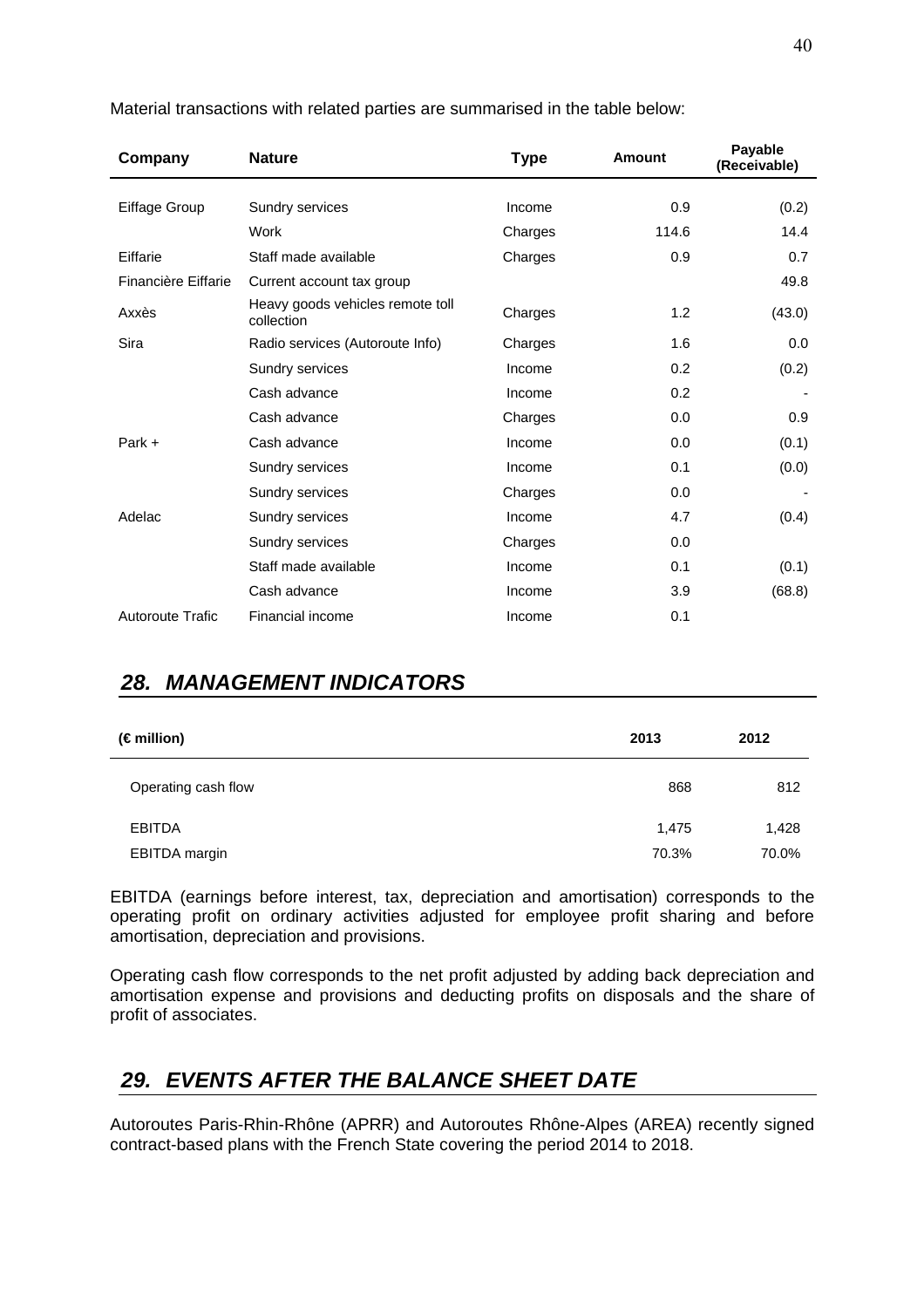Material transactions with related parties are summarised in the table below:

| Company | Nature | Type | Amount | Payable (Receivable) |
|---|---|---|---|---|
| Eiffage Group | Sundry services | Income | 0.9 | (0.2) |
| | Work | Charges | 114.6 | 14.4 |
| Eiffarie | Staff made available | Charges | 0.9 | 0.7 |
| Financière Eiffarie | Current account tax group | | | 49.8 |
| Axxès | Heavy goods vehicles remote toll collection | Charges | 1.2 | (43.0) |
| Sira | Radio services (Autoroute Info) | Charges | 1.6 | 0.0 |
| | Sundry services | Income | 0.2 | (0.2) |
| | Cash advance | Income | 0.2 | - |
| | Cash advance | Charges | 0.0 | 0.9 |
| Park + | Cash advance | Income | 0.0 | (0.1) |
| | Sundry services | Income | 0.1 | (0.0) |
| | Sundry services | Charges | 0.0 | - |
| Adelac | Sundry services | Income | 4.7 | (0.4) |
| | Sundry services | Charges | 0.0 | |
| | Staff made available | Income | 0.1 | (0.1) |
| | Cash advance | Income | 3.9 | (68.8) |
| Autoroute Trafic | Financial income | Income | 0.1 | |

## *28. MANAGEMENT INDICATORS*

| (€ million) | 2013 | 2012 |
|---|---|---|
| Operating cash flow | 868 | 812 |
| EBITDA | 1,475 | 1,428 |
| EBITDA margin | 70.3% | 70.0% |

EBITDA (earnings before interest, tax, depreciation and amortisation) corresponds to the operating profit on ordinary activities adjusted for employee profit sharing and before amortisation, depreciation and provisions.

Operating cash flow corresponds to the net profit adjusted by adding back depreciation and amortisation expense and provisions and deducting profits on disposals and the share of profit of associates.

## *29. EVENTS AFTER THE BALANCE SHEET DATE*

Autoroutes Paris-Rhin-Rhône (APRR) and Autoroutes Rhône-Alpes (AREA) recently signed contract-based plans with the French State covering the period 2014 to 2018.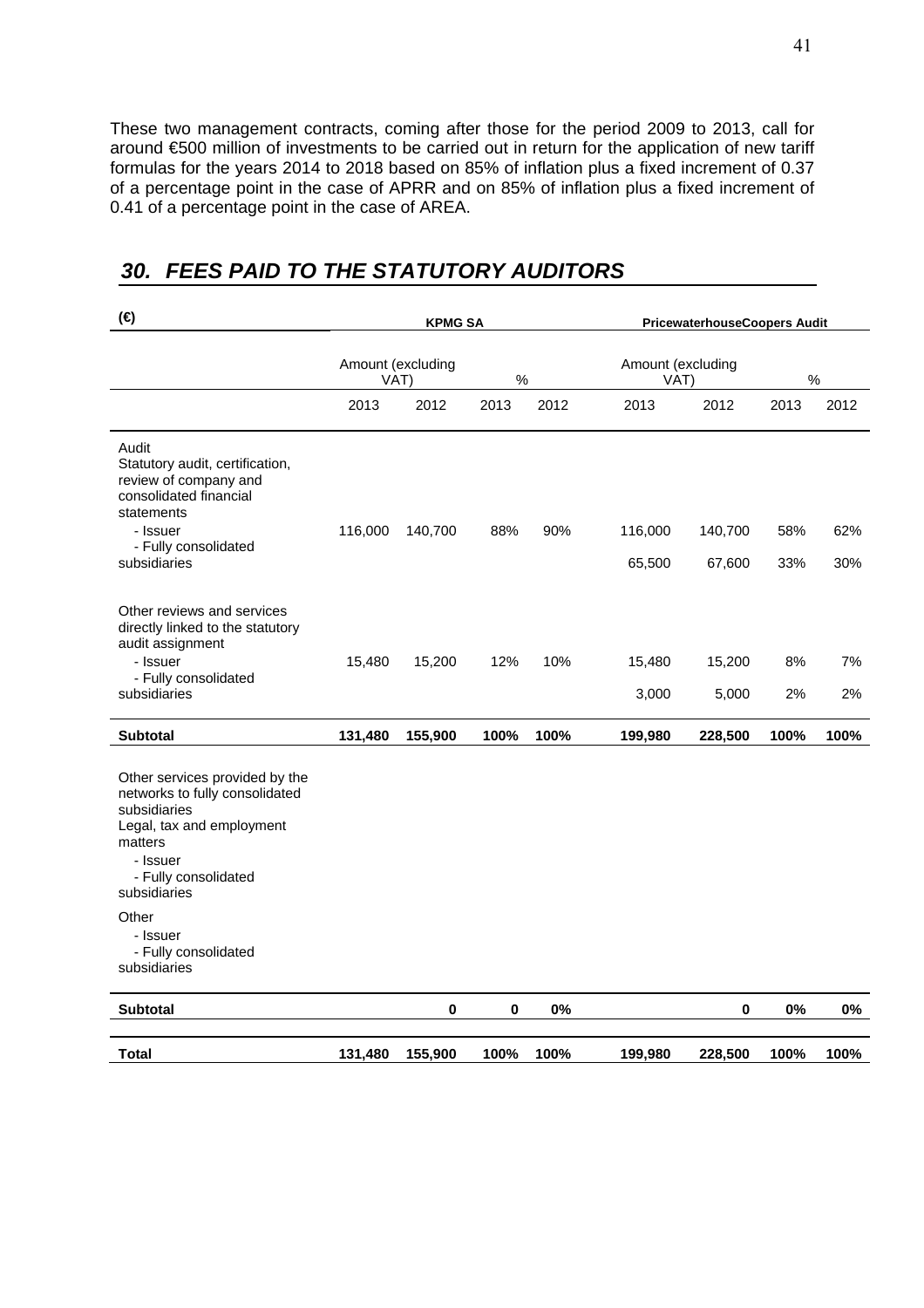These two management contracts, coming after those for the period 2009 to 2013, call for around €500 million of investments to be carried out in return for the application of new tariff formulas for the years 2014 to 2018 based on 85% of inflation plus a fixed increment of 0.37 of a percentage point in the case of APRR and on 85% of inflation plus a fixed increment of 0.41 of a percentage point in the case of AREA.

## *30. FEES PAID TO THE STATUTORY AUDITORS*

| (€) | KPMG SA | | | | PricewaterhouseCoopers Audit | | | |
|---|---|---|---|---|---|---|---|---|
| | Amount (excluding VAT) | | % | | Amount (excluding VAT) | | % | |
| | 2013 | 2012 | 2013 | 2012 | 2013 | 2012 | 2013 | 2012 |
| Audit<br>Statutory audit, certification, review of company and consolidated financial statements | | | | | | | | |
| - Issuer | 116,000 | 140,700 | 88% | 90% | 116,000 | 140,700 | 58% | 62% |
| - Fully consolidated subsidiaries | | | | | 65,500 | 67,600 | 33% | 30% |
| Other reviews and services directly linked to the statutory audit assignment | | | | | | | | |
| - Issuer | 15,480 | 15,200 | 12% | 10% | 15,480 | 15,200 | 8% | 7% |
| - Fully consolidated subsidiaries | | | | | 3,000 | 5,000 | 2% | 2% |
| **Subtotal** | **131,480** | **155,900** | **100%** | **100%** | **199,980** | **228,500** | **100%** | **100%** |
| Other services provided by the networks to fully consolidated subsidiaries<br>Legal, tax and employment matters | | | | | | | | |
| - Issuer | | | | | | | | |
| - Fully consolidated subsidiaries | | | | | | | | |
| Other | | | | | | | | |
| - Issuer | | | | | | | | |
| - Fully consolidated subsidiaries | | | | | | | | |
| **Subtotal** | | **0** | **0** | **0%** | | **0** | **0%** | **0%** |
| **Total** | **131,480** | **155,900** | **100%** | **100%** | **199,980** | **228,500** | **100%** | **100%** |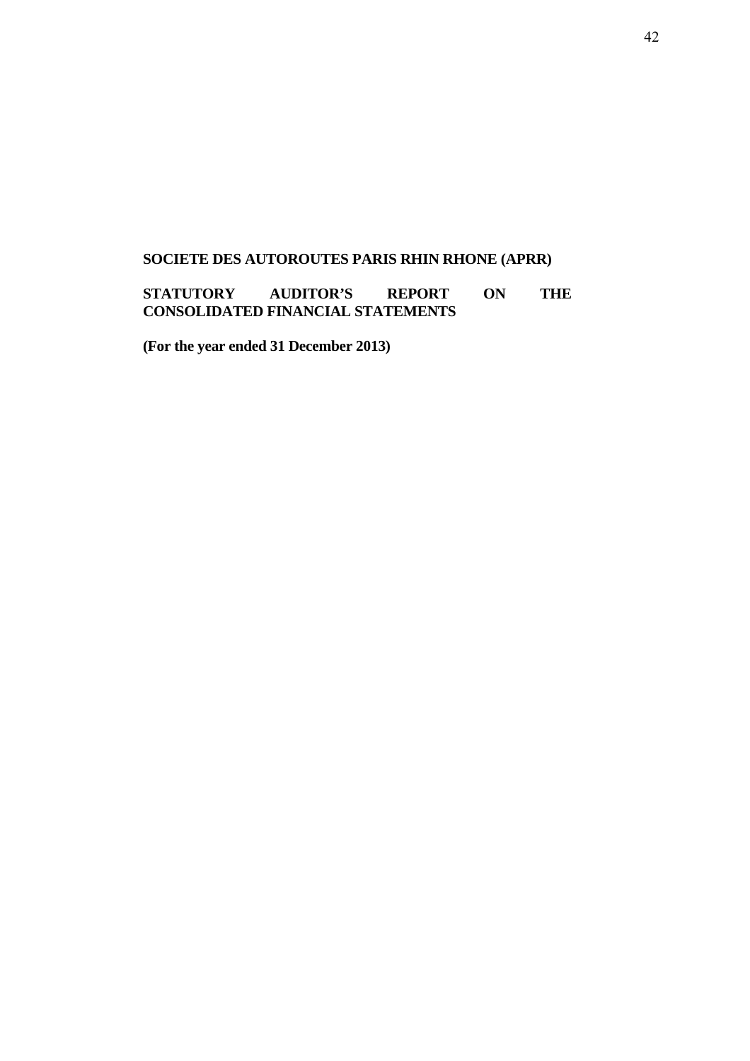**SOCIETE DES AUTOROUTES PARIS RHIN RHONE (APRR)**

**STATUTORY AUDITOR'S REPORT ON THE CONSOLIDATED FINANCIAL STATEMENTS**

**(For the year ended 31 December 2013)**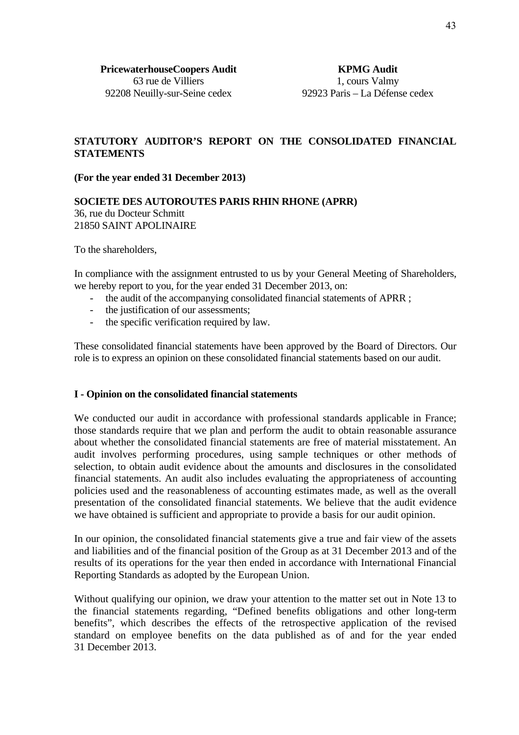**PricewaterhouseCoopers Audit**
63 rue de Villiers
92208 Neuilly-sur-Seine cedex

**KPMG Audit**
1, cours Valmy
92923 Paris – La Défense cedex

# STATUTORY AUDITOR'S REPORT ON THE CONSOLIDATED FINANCIAL STATEMENTS

**(For the year ended 31 December 2013)**

**SOCIETE DES AUTOROUTES PARIS RHIN RHONE (APRR)**
36, rue du Docteur Schmitt
21850 SAINT APOLINAIRE

To the shareholders,

In compliance with the assignment entrusted to us by your General Meeting of Shareholders, we hereby report to you, for the year ended 31 December 2013, on:

- the audit of the accompanying consolidated financial statements of APRR ;
- the justification of our assessments;
- the specific verification required by law.

These consolidated financial statements have been approved by the Board of Directors. Our role is to express an opinion on these consolidated financial statements based on our audit.

## I - Opinion on the consolidated financial statements

We conducted our audit in accordance with professional standards applicable in France; those standards require that we plan and perform the audit to obtain reasonable assurance about whether the consolidated financial statements are free of material misstatement. An audit involves performing procedures, using sample techniques or other methods of selection, to obtain audit evidence about the amounts and disclosures in the consolidated financial statements. An audit also includes evaluating the appropriateness of accounting policies used and the reasonableness of accounting estimates made, as well as the overall presentation of the consolidated financial statements. We believe that the audit evidence we have obtained is sufficient and appropriate to provide a basis for our audit opinion.

In our opinion, the consolidated financial statements give a true and fair view of the assets and liabilities and of the financial position of the Group as at 31 December 2013 and of the results of its operations for the year then ended in accordance with International Financial Reporting Standards as adopted by the European Union.

Without qualifying our opinion, we draw your attention to the matter set out in Note 13 to the financial statements regarding, "Defined benefits obligations and other long-term benefits", which describes the effects of the retrospective application of the revised standard on employee benefits on the data published as of and for the year ended 31 December 2013.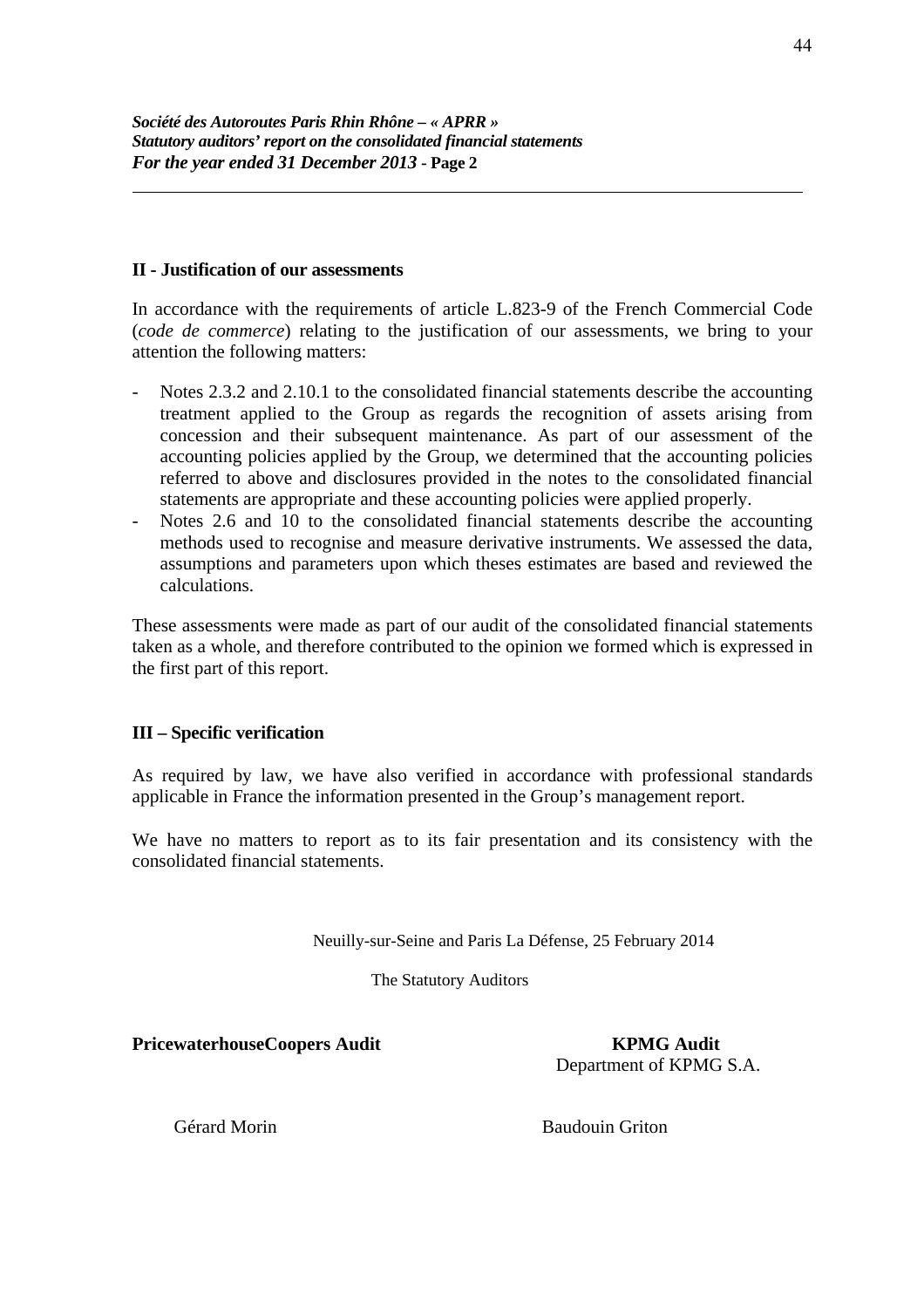## II - Justification of our assessments

In accordance with the requirements of article L.823-9 of the French Commercial Code (*code de commerce*) relating to the justification of our assessments, we bring to your attention the following matters:

- Notes 2.3.2 and 2.10.1 to the consolidated financial statements describe the accounting treatment applied to the Group as regards the recognition of assets arising from concession and their subsequent maintenance. As part of our assessment of the accounting policies applied by the Group, we determined that the accounting policies referred to above and disclosures provided in the notes to the consolidated financial statements are appropriate and these accounting policies were applied properly.
- Notes 2.6 and 10 to the consolidated financial statements describe the accounting methods used to recognise and measure derivative instruments. We assessed the data, assumptions and parameters upon which theses estimates are based and reviewed the calculations.

These assessments were made as part of our audit of the consolidated financial statements taken as a whole, and therefore contributed to the opinion we formed which is expressed in the first part of this report.

## III – Specific verification

As required by law, we have also verified in accordance with professional standards applicable in France the information presented in the Group's management report.

We have no matters to report as to its fair presentation and its consistency with the consolidated financial statements.

Neuilly-sur-Seine and Paris La Défense, 25 February 2014

The Statutory Auditors

| | |
|---|---|
| **PricewaterhouseCoopers Audit** | **KPMG Audit**<br>Department of KPMG S.A. |
| Gérard Morin | Baudouin Griton |